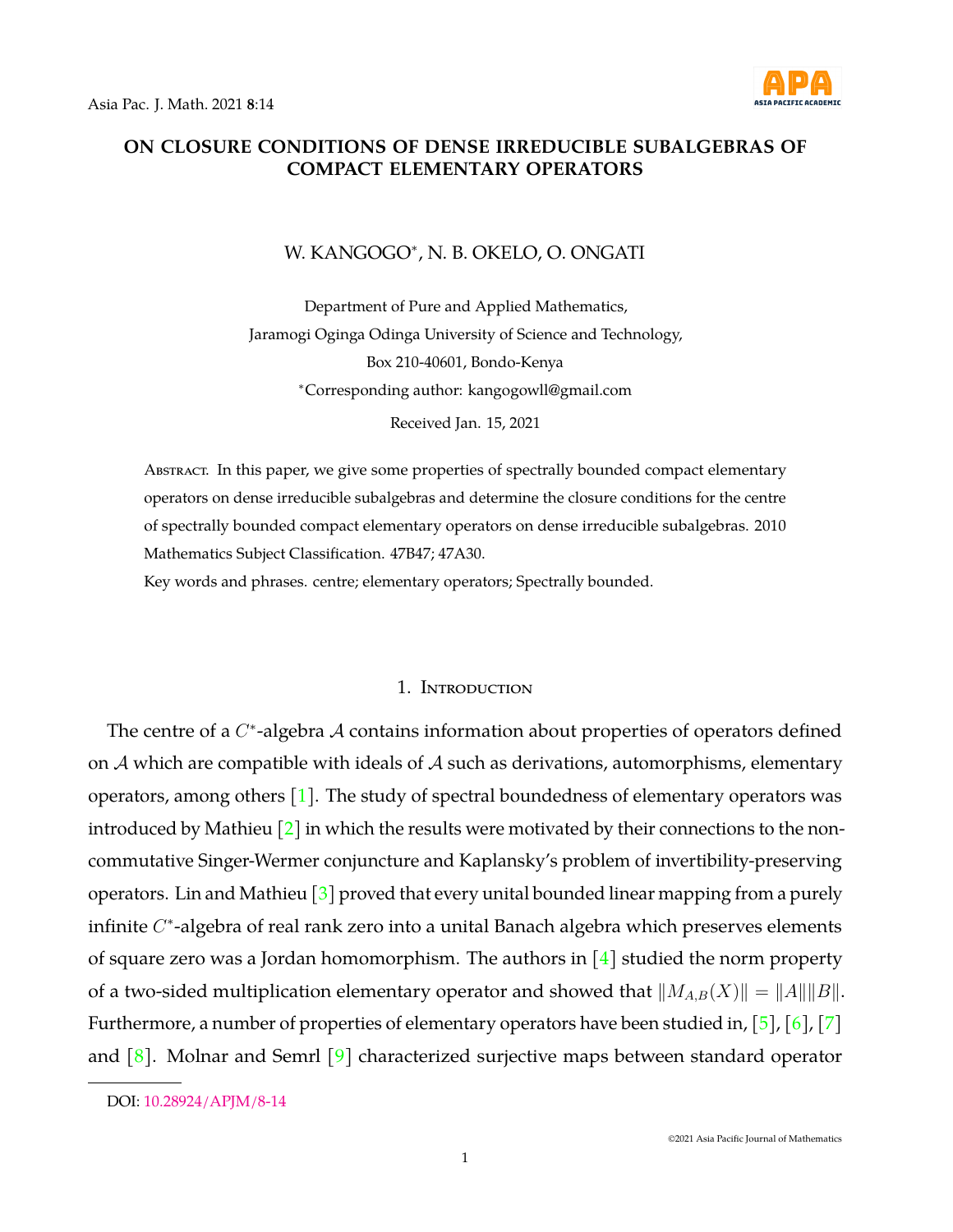# ON CLOSURE CONDITIONS OF DENSE IRREDUCIBLE SUBALGEBRAS OF COMPACT ELEMENTARY OPERATORS

W. KANGOGO*, N. B. OKELO, O. ONGATI

Department of Pure and Applied Mathematics,
Jaramogi Oginga Odinga University of Science and Technology,
Box 210-40601, Bondo-Kenya
*Corresponding author: kangogowll@gmail.com

Received Jan. 15, 2021

Abstract. In this paper, we give some properties of spectrally bounded compact elementary operators on dense irreducible subalgebras and determine the closure conditions for the centre of spectrally bounded compact elementary operators on dense irreducible subalgebras. 2010 Mathematics Subject Classification. 47B47; 47A30.

Key words and phrases. centre; elementary operators; Spectrally bounded.

## 1. Introduction

The centre of a $C^*$-algebra $\mathcal{A}$ contains information about properties of operators defined on $\mathcal{A}$ which are compatible with ideals of $\mathcal{A}$ such as derivations, automorphisms, elementary operators, among others [1]. The study of spectral boundedness of elementary operators was introduced by Mathieu [2] in which the results were motivated by their connections to the non-commutative Singer-Wermer conjuncture and Kaplansky's problem of invertibility-preserving operators. Lin and Mathieu [3] proved that every unital bounded linear mapping from a purely infinite $C^*$-algebra of real rank zero into a unital Banach algebra which preserves elements of square zero was a Jordan homomorphism. The authors in [4] studied the norm property of a two-sided multiplication elementary operator and showed that $\|M_{A,B}(X)\| = \|A\|\|B\|$. Furthermore, a number of properties of elementary operators have been studied in, [5], [6], [7] and [8]. Molnar and Semrl [9] characterized surjective maps between standard operator

DOI: 10.28924/APJM/8-14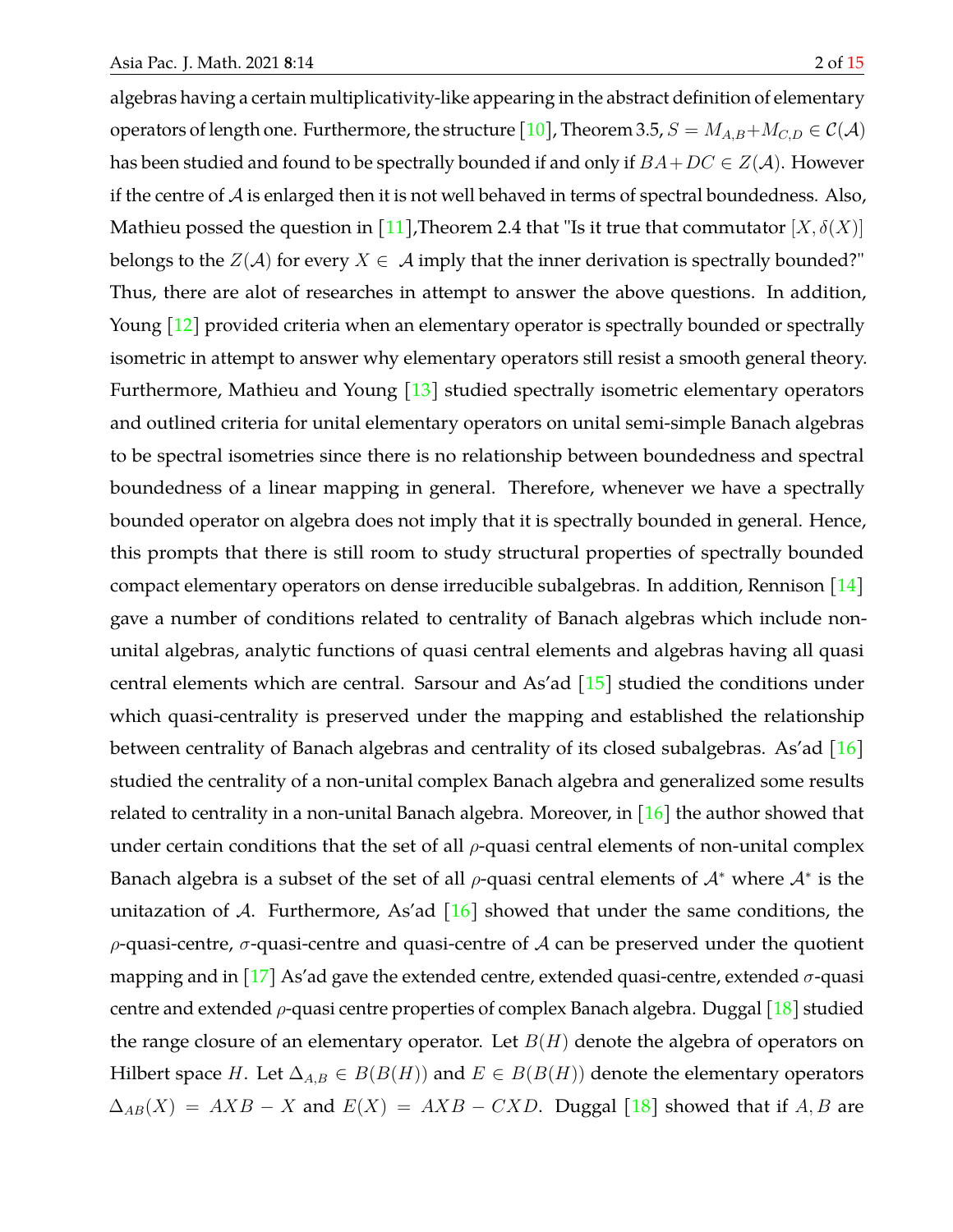algebras having a certain multiplicativity-like appearing in the abstract definition of elementary operators of length one. Furthermore, the structure [10], Theorem 3.5, $S = M_{A,B} + M_{C,D} \in \mathcal{C}(\mathcal{A})$ has been studied and found to be spectrally bounded if and only if $BA + DC \in Z(\mathcal{A})$. However if the centre of $\mathcal{A}$ is enlarged then it is not well behaved in terms of spectral boundedness. Also, Mathieu possed the question in [11],Theorem 2.4 that "Is it true that commutator $[X, \delta(X)]$ belongs to the $Z(\mathcal{A})$ for every $X \in \mathcal{A}$ imply that the inner derivation is spectrally bounded?" Thus, there are alot of researches in attempt to answer the above questions. In addition, Young [12] provided criteria when an elementary operator is spectrally bounded or spectrally isometric in attempt to answer why elementary operators still resist a smooth general theory. Furthermore, Mathieu and Young [13] studied spectrally isometric elementary operators and outlined criteria for unital elementary operators on unital semi-simple Banach algebras to be spectral isometries since there is no relationship between boundedness and spectral boundedness of a linear mapping in general. Therefore, whenever we have a spectrally bounded operator on algebra does not imply that it is spectrally bounded in general. Hence, this prompts that there is still room to study structural properties of spectrally bounded compact elementary operators on dense irreducible subalgebras. In addition, Rennison [14] gave a number of conditions related to centrality of Banach algebras which include non-unital algebras, analytic functions of quasi central elements and algebras having all quasi central elements which are central. Sarsour and As'ad [15] studied the conditions under which quasi-centrality is preserved under the mapping and established the relationship between centrality of Banach algebras and centrality of its closed subalgebras. As'ad [16] studied the centrality of a non-unital complex Banach algebra and generalized some results related to centrality in a non-unital Banach algebra. Moreover, in [16] the author showed that under certain conditions that the set of all $\rho$-quasi central elements of non-unital complex Banach algebra is a subset of the set of all $\rho$-quasi central elements of $\mathcal{A}^*$ where $\mathcal{A}^*$ is the unitazation of $\mathcal{A}$. Furthermore, As'ad [16] showed that under the same conditions, the $\rho$-quasi-centre, $\sigma$-quasi-centre and quasi-centre of $\mathcal{A}$ can be preserved under the quotient mapping and in [17] As'ad gave the extended centre, extended quasi-centre, extended $\sigma$-quasi centre and extended $\rho$-quasi centre properties of complex Banach algebra. Duggal [18] studied the range closure of an elementary operator. Let $B(H)$ denote the algebra of operators on Hilbert space $H$. Let $\Delta_{A,B} \in B(B(H))$ and $E \in B(B(H))$ denote the elementary operators $\Delta_{AB}(X) = AXB - X$ and $E(X) = AXB - CXD$. Duggal [18] showed that if $A, B$ are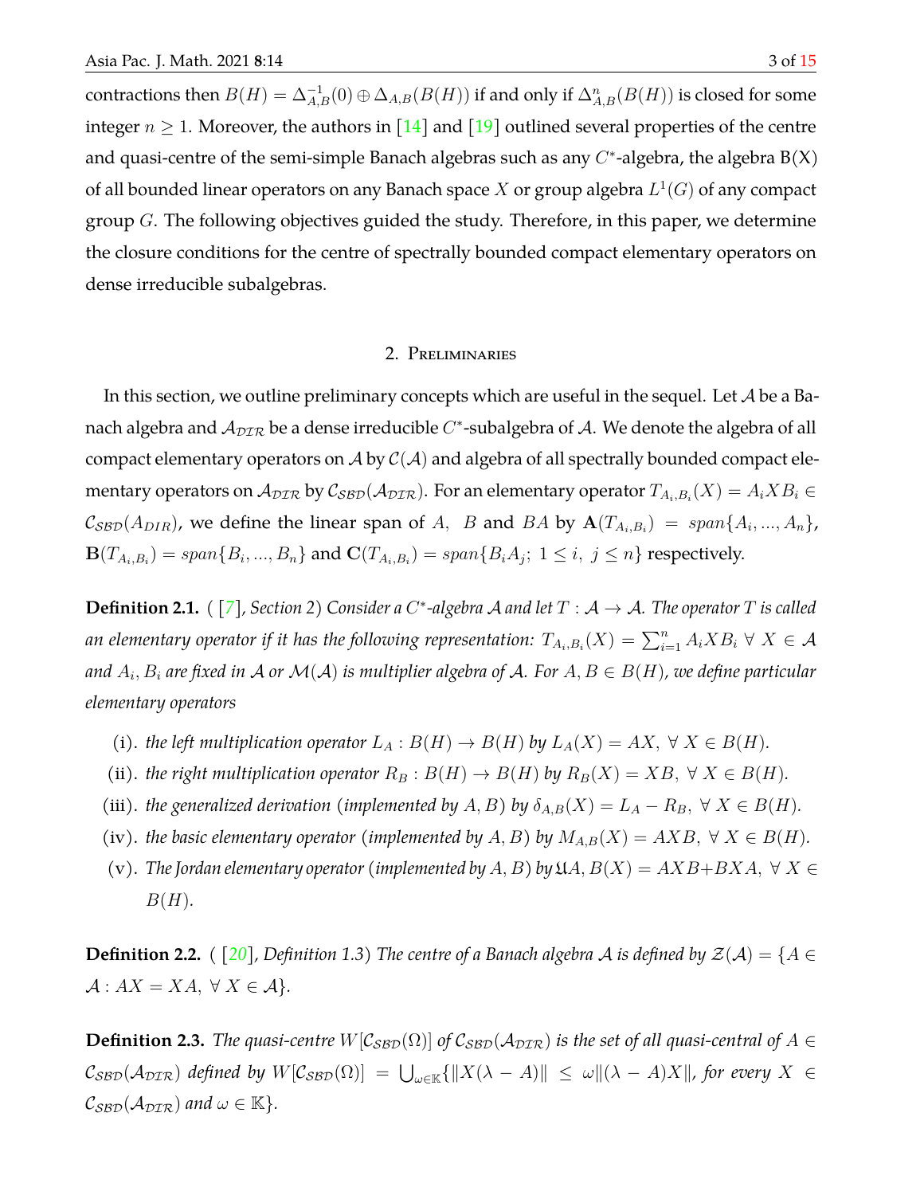contractions then $B(H) = \Delta_{A,B}^{-1}(0) \oplus \Delta_{A,B}(B(H))$ if and only if $\Delta_{A,B}^{n}(B(H))$ is closed for some integer $n \geq 1$. Moreover, the authors in [14] and [19] outlined several properties of the centre and quasi-centre of the semi-simple Banach algebras such as any $C^*$-algebra, the algebra B(X) of all bounded linear operators on any Banach space $X$ or group algebra $L^1(G)$ of any compact group $G$. The following objectives guided the study. Therefore, in this paper, we determine the closure conditions for the centre of spectrally bounded compact elementary operators on dense irreducible subalgebras.

## 2. Preliminaries

In this section, we outline preliminary concepts which are useful in the sequel. Let $\mathcal{A}$ be a Banach algebra and $\mathcal{A}_{\mathcal{DIR}}$ be a dense irreducible $C^*$-subalgebra of $\mathcal{A}$. We denote the algebra of all compact elementary operators on $\mathcal{A}$ by $\mathcal{C}(\mathcal{A})$ and algebra of all spectrally bounded compact elementary operators on $\mathcal{A}_{\mathcal{DIR}}$ by $\mathcal{C}_{\mathcal{SBD}}(\mathcal{A}_{\mathcal{DIR}})$. For an elementary operator $T_{A_i,B_i}(X) = A_iXB_i \in \mathcal{C}_{\mathcal{SBD}}(A_{DIR})$, we define the linear span of $A$, $B$ and $BA$ by $\mathbf{A}(T_{A_i,B_i}) = span\{A_i, ..., A_n\}$, $\mathbf{B}(T_{A_i,B_i}) = span\{B_i, ..., B_n\}$ and $\mathbf{C}(T_{A_i,B_i}) = span\{B_iA_j;\ 1 \leq i,\ j \leq n\}$ respectively.

**Definition 2.1.** ( [7], *Section 2*) *Consider a $C^*$-algebra $\mathcal{A}$ and let $T : \mathcal{A} \to \mathcal{A}$. The operator $T$ is called an elementary operator if it has the following representation: $T_{A_i,B_i}(X) = \sum_{i=1}^{n} A_iXB_i\ \forall\ X \in \mathcal{A}$ and $A_i, B_i$ are fixed in $\mathcal{A}$ or $\mathcal{M}(\mathcal{A})$ is multiplier algebra of $\mathcal{A}$. For $A, B \in B(H)$, we define particular elementary operators*

(i). *the left multiplication operator $L_A : B(H) \to B(H)$ by $L_A(X) = AX,\ \forall\ X \in B(H)$.*

(ii). *the right multiplication operator $R_B : B(H) \to B(H)$ by $R_B(X) = XB,\ \forall\ X \in B(H)$.*

(iii). *the generalized derivation (implemented by $A, B$) by $\delta_{A,B}(X) = L_A - R_B,\ \forall\ X \in B(H)$.*

(iv). *the basic elementary operator (implemented by $A, B$) by $M_{A,B}(X) = AXB,\ \forall\ X \in B(H)$.*

(v). *The Jordan elementary operator (implemented by $A, B$) by $\mathfrak{U}A, B(X) = AXB+BXA,\ \forall\ X \in B(H)$.*

**Definition 2.2.** ( [20], *Definition 1.3*) *The centre of a Banach algebra $\mathcal{A}$ is defined by $\mathcal{Z}(\mathcal{A}) = \{A \in \mathcal{A} : AX = XA,\ \forall\ X \in \mathcal{A}\}$.*

**Definition 2.3.** *The quasi-centre $W[\mathcal{C}_{\mathcal{SBD}}(\Omega)]$ of $\mathcal{C}_{\mathcal{SBD}}(\mathcal{A}_{\mathcal{DIR}})$ is the set of all quasi-central of $A \in \mathcal{C}_{\mathcal{SBD}}(\mathcal{A}_{\mathcal{DIR}})$ defined by $W[\mathcal{C}_{\mathcal{SBD}}(\Omega)] = \bigcup_{\omega \in \mathbb{K}}\{\|X(\lambda - A)\| \leq \omega\|(\lambda - A)X\|$, for every $X \in \mathcal{C}_{\mathcal{SBD}}(\mathcal{A}_{\mathcal{DIR}})$ and $\omega \in \mathbb{K}\}$.*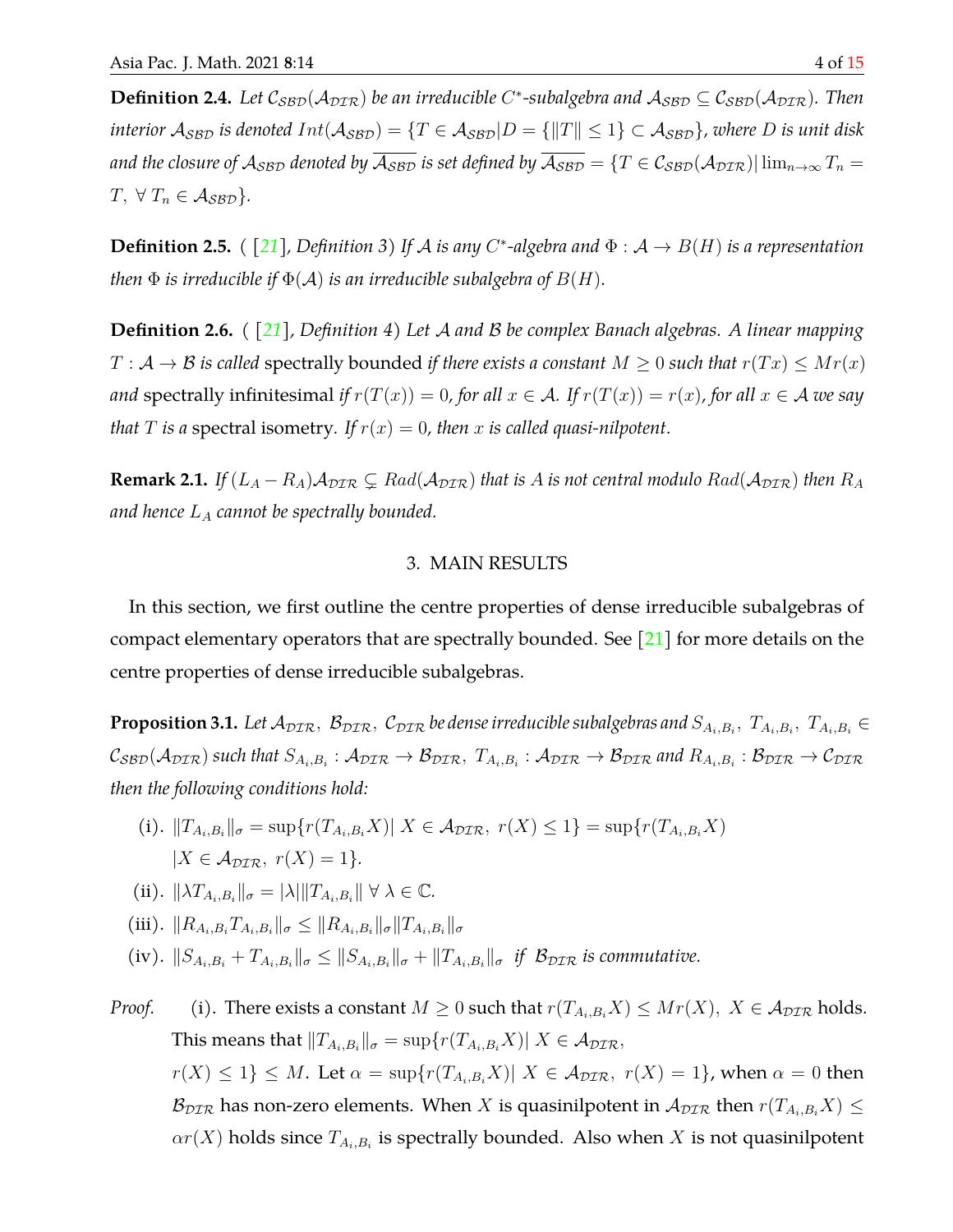**Definition 2.4.** *Let $\mathcal{C}_{\mathcal{SBD}}(\mathcal{A}_{\mathcal{DIR}})$ be an irreducible $C^*$-subalgebra and $\mathcal{A}_{\mathcal{SBD}} \subseteq \mathcal{C}_{\mathcal{SBD}}(\mathcal{A}_{\mathcal{DIR}})$. Then interior $\mathcal{A}_{\mathcal{SBD}}$ is denoted $Int(\mathcal{A}_{\mathcal{SBD}}) = \{T \in \mathcal{A}_{\mathcal{SBD}} | D = \{\|T\| \leq 1\} \subset \mathcal{A}_{\mathcal{SBD}}\}$, where $D$ is unit disk and the closure of $\mathcal{A}_{\mathcal{SBD}}$ denoted by $\overline{\mathcal{A}_{\mathcal{SBD}}}$ is set defined by $\overline{\mathcal{A}_{\mathcal{SBD}}} = \{T \in \mathcal{C}_{\mathcal{SBD}}(\mathcal{A}_{\mathcal{DIR}}) | \lim_{n\to\infty} T_n = T, \ \forall \ T_n \in \mathcal{A}_{\mathcal{SBD}}\}$.*

**Definition 2.5.** ( [21], *Definition 3) If $\mathcal{A}$ is any $C^*$-algebra and $\Phi : \mathcal{A} \to B(H)$ is a representation then $\Phi$ is irreducible if $\Phi(\mathcal{A})$ is an irreducible subalgebra of $B(H)$.*

**Definition 2.6.** ( [21], *Definition 4) Let $\mathcal{A}$ and $\mathcal{B}$ be complex Banach algebras. A linear mapping $T : \mathcal{A} \to \mathcal{B}$ is called* spectrally bounded *if there exists a constant $M \geq 0$ such that $r(Tx) \leq Mr(x)$ and* spectrally infinitesimal *if $r(T(x)) = 0$, for all $x \in \mathcal{A}$. If $r(T(x)) = r(x)$, for all $x \in \mathcal{A}$ we say that $T$ is a* spectral isometry*. If $r(x) = 0$, then $x$ is called quasi-nilpotent.*

**Remark 2.1.** *If $(L_A - R_A)\mathcal{A}_{\mathcal{DIR}} \subsetneq Rad(\mathcal{A}_{\mathcal{DIR}})$ that is $A$ is not central modulo $Rad(\mathcal{A}_{\mathcal{DIR}})$ then $R_A$ and hence $L_A$ cannot be spectrally bounded.*

## 3. MAIN RESULTS

In this section, we first outline the centre properties of dense irreducible subalgebras of compact elementary operators that are spectrally bounded. See [21] for more details on the centre properties of dense irreducible subalgebras.

**Proposition 3.1.** *Let $\mathcal{A}_{\mathcal{DIR}}, \ \mathcal{B}_{\mathcal{DIR}}, \ \mathcal{C}_{\mathcal{DIR}}$ be dense irreducible subalgebras and $S_{A_i,B_i}, \ T_{A_i,B_i}, \ T_{A_i,B_i} \in \mathcal{C}_{\mathcal{SBD}}(\mathcal{A}_{\mathcal{DIR}})$ such that $S_{A_i,B_i} : \mathcal{A}_{\mathcal{DIR}} \to \mathcal{B}_{\mathcal{DIR}}, \ T_{A_i,B_i} : \mathcal{A}_{\mathcal{DIR}} \to \mathcal{B}_{\mathcal{DIR}}$ and $R_{A_i,B_i} : \mathcal{B}_{\mathcal{DIR}} \to \mathcal{C}_{\mathcal{DIR}}$ then the following conditions hold:*

(i). $\|T_{A_i,B_i}\|_\sigma = \sup\{r(T_{A_i,B_i}X) | \ X \in \mathcal{A}_{\mathcal{DIR}}, \ r(X) \leq 1\} = \sup\{r(T_{A_i,B_i}X) \ | X \in \mathcal{A}_{\mathcal{DIR}}, \ r(X) = 1\}$.

(ii). $\|\lambda T_{A_i,B_i}\|_\sigma = |\lambda| \|T_{A_i,B_i}\| \ \forall \ \lambda \in \mathbb{C}$.

(iii). $\|R_{A_i,B_i} T_{A_i,B_i}\|_\sigma \leq \|R_{A_i,B_i}\|_\sigma \|T_{A_i,B_i}\|_\sigma$

(iv). $\|S_{A_i,B_i} + T_{A_i,B_i}\|_\sigma \leq \|S_{A_i,B_i}\|_\sigma + \|T_{A_i,B_i}\|_\sigma$ *if $\mathcal{B}_{\mathcal{DIR}}$ is commutative.*

*Proof.* (i). There exists a constant $M \geq 0$ such that $r(T_{A_i,B_i}X) \leq Mr(X), \ X \in \mathcal{A}_{\mathcal{DIR}}$ holds. This means that $\|T_{A_i,B_i}\|_\sigma = \sup\{r(T_{A_i,B_i}X) | \ X \in \mathcal{A}_{\mathcal{DIR}}, \ r(X) \leq 1\} \leq M$. Let $\alpha = \sup\{r(T_{A_i,B_i}X) | \ X \in \mathcal{A}_{\mathcal{DIR}}, \ r(X) = 1\}$, when $\alpha = 0$ then $\mathcal{B}_{\mathcal{DIR}}$ has non-zero elements. When $X$ is quasinilpotent in $\mathcal{A}_{\mathcal{DIR}}$ then $r(T_{A_i,B_i}X) \leq \alpha r(X)$ holds since $T_{A_i,B_i}$ is spectrally bounded. Also when $X$ is not quasinilpotent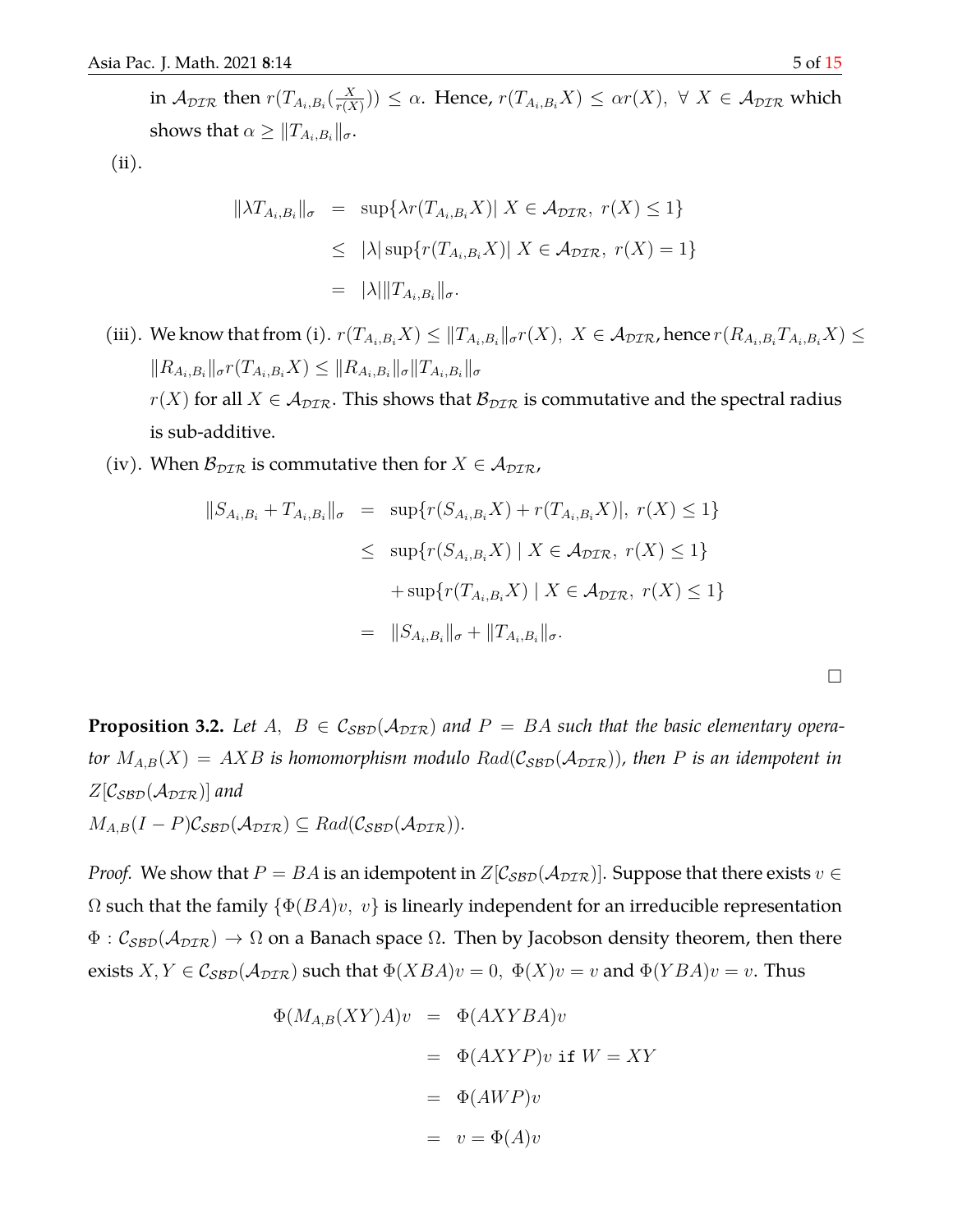in $\mathcal{A}_{\mathcal{DIR}}$ then $r(T_{A_i,B_i}(\frac{X}{r(X)})) \leq \alpha$. Hence, $r(T_{A_i,B_i}X) \leq \alpha r(X),\ \forall\ X \in \mathcal{A}_{\mathcal{DIR}}$ which shows that $\alpha \geq \|T_{A_i,B_i}\|_\sigma$.

(ii).

$$
\begin{aligned}
\|\lambda T_{A_i,B_i}\|_\sigma &= \sup\{\lambda r(T_{A_i,B_i}X)|\ X \in \mathcal{A}_{\mathcal{DIR}},\ r(X) \leq 1\} \\
&\leq |\lambda| \sup\{r(T_{A_i,B_i}X)|\ X \in \mathcal{A}_{\mathcal{DIR}},\ r(X) = 1\} \\
&= |\lambda| \|T_{A_i,B_i}\|_\sigma.
\end{aligned}
$$

(iii). We know that from (i). $r(T_{A_i,B_i}X) \leq \|T_{A_i,B_i}\|_\sigma r(X),\ X \in \mathcal{A}_{\mathcal{DIR}}$, hence $r(R_{A_i,B_i}T_{A_i,B_i}X) \leq \|R_{A_i,B_i}\|_\sigma r(T_{A_i,B_i}X) \leq \|R_{A_i,B_i}\|_\sigma \|T_{A_i,B_i}\|_\sigma$
$r(X)$ for all $X \in \mathcal{A}_{\mathcal{DIR}}$. This shows that $\mathcal{B}_{\mathcal{DIR}}$ is commutative and the spectral radius is sub-additive.

(iv). When $\mathcal{B}_{\mathcal{DIR}}$ is commutative then for $X \in \mathcal{A}_{\mathcal{DIR}}$,

$$
\begin{aligned}
\|S_{A_i,B_i} + T_{A_i,B_i}\|_\sigma &= \sup\{r(S_{A_i,B_i}X) + r(T_{A_i,B_i}X)|,\ r(X) \leq 1\} \\
&\leq \sup\{r(S_{A_i,B_i}X)\ |\ X \in \mathcal{A}_{\mathcal{DIR}},\ r(X) \leq 1\} \\
&\quad + \sup\{r(T_{A_i,B_i}X)\ |\ X \in \mathcal{A}_{\mathcal{DIR}},\ r(X) \leq 1\} \\
&= \|S_{A_i,B_i}\|_\sigma + \|T_{A_i,B_i}\|_\sigma.
\end{aligned}
$$

□

**Proposition 3.2.** *Let $A,\ B \in \mathcal{C}_{\mathcal{SBD}}(\mathcal{A}_{\mathcal{DIR}})$ and $P = BA$ such that the basic elementary operator $M_{A,B}(X) = AXB$ is homomorphism modulo $Rad(\mathcal{C}_{\mathcal{SBD}}(\mathcal{A}_{\mathcal{DIR}}))$, then $P$ is an idempotent in $Z[\mathcal{C}_{\mathcal{SBD}}(\mathcal{A}_{\mathcal{DIR}})]$ and*
*$M_{A,B}(I-P)\mathcal{C}_{\mathcal{SBD}}(\mathcal{A}_{\mathcal{DIR}}) \subseteq Rad(\mathcal{C}_{\mathcal{SBD}}(\mathcal{A}_{\mathcal{DIR}}))$.*

*Proof.* We show that $P = BA$ is an idempotent in $Z[\mathcal{C}_{\mathcal{SBD}}(\mathcal{A}_{\mathcal{DIR}})]$. Suppose that there exists $v \in \Omega$ such that the family $\{\Phi(BA)v,\ v\}$ is linearly independent for an irreducible representation $\Phi : \mathcal{C}_{\mathcal{SBD}}(\mathcal{A}_{\mathcal{DIR}}) \to \Omega$ on a Banach space $\Omega$. Then by Jacobson density theorem, then there exists $X, Y \in \mathcal{C}_{\mathcal{SBD}}(\mathcal{A}_{\mathcal{DIR}})$ such that $\Phi(XBA)v = 0,\ \Phi(X)v = v$ and $\Phi(YBA)v = v$. Thus

$$
\begin{aligned}
\Phi(M_{A,B}(XY)A)v &= \Phi(AXYBA)v \\
&= \Phi(AXYP)v \ \texttt{if}\ W = XY \\
&= \Phi(AWP)v \\
&= v = \Phi(A)v
\end{aligned}
$$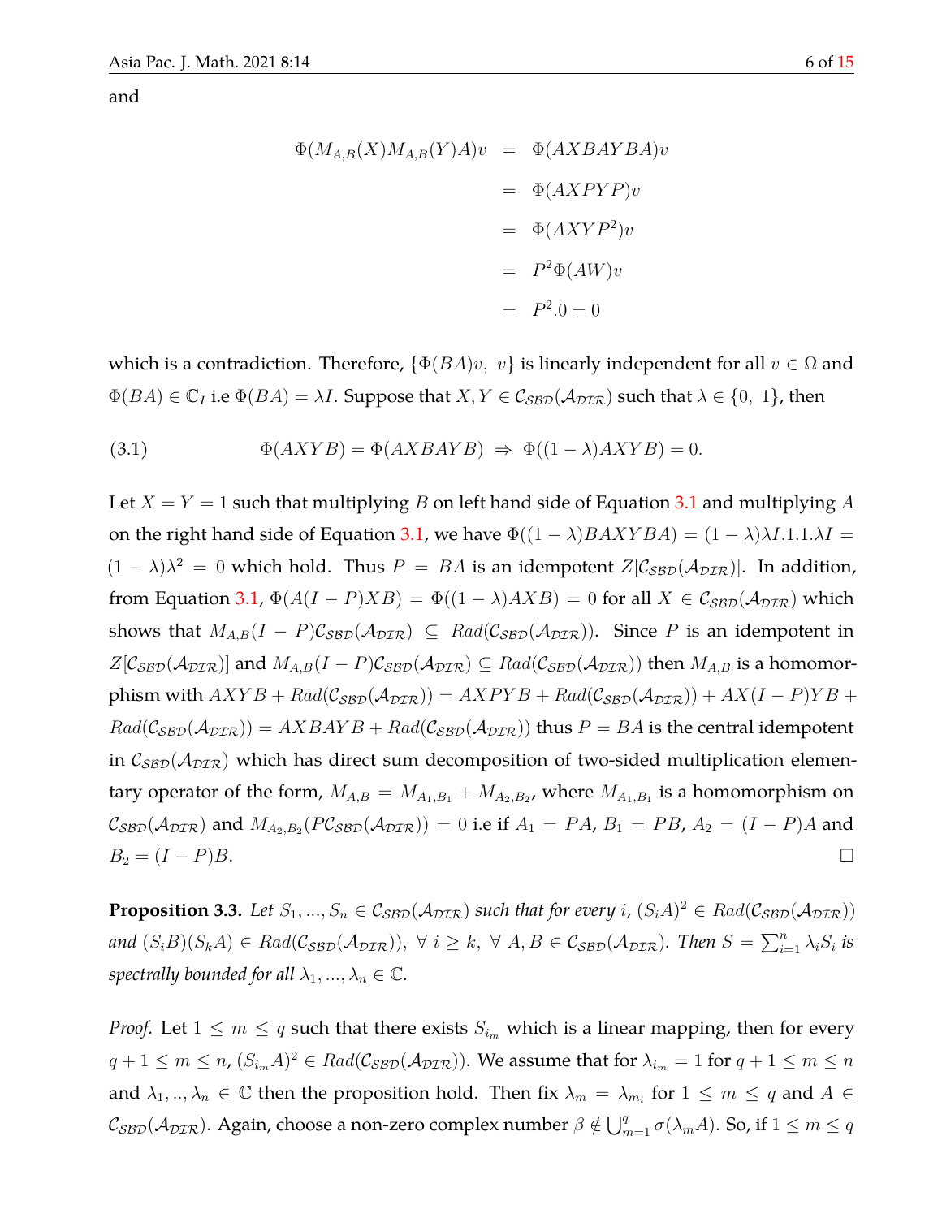and

$$
\begin{aligned}
\Phi(M_{A,B}(X)M_{A,B}(Y)A)v &= \Phi(AXBAYBA)v \\
&= \Phi(AXPYP)v \\
&= \Phi(AXYP^2)v \\
&= P^2\Phi(AW)v \\
&= P^2.0 = 0
\end{aligned}
$$

which is a contradiction. Therefore, $\{\Phi(BA)v,\ v\}$ is linearly independent for all $v \in \Omega$ and $\Phi(BA) \in \mathbb{C}_I$ i.e $\Phi(BA) = \lambda I$. Suppose that $X, Y \in \mathcal{C}_{\mathcal{SBD}}(\mathcal{A}_{\mathcal{DIR}})$ such that $\lambda \in \{0,\ 1\}$, then

$$
\Phi(AXYB) = \Phi(AXBAYB) \ \Rightarrow\ \Phi((1-\lambda)AXYB) = 0. \tag{3.1}
$$

Let $X = Y = 1$ such that multiplying $B$ on left hand side of Equation 3.1 and multiplying $A$ on the right hand side of Equation 3.1, we have $\Phi((1-\lambda)BAXYBA) = (1-\lambda)\lambda I.1.1.\lambda I = (1-\lambda)\lambda^2 = 0$ which hold. Thus $P = BA$ is an idempotent $Z[\mathcal{C}_{\mathcal{SBD}}(\mathcal{A}_{\mathcal{DIR}})]$. In addition, from Equation 3.1, $\Phi(A(I-P)XB) = \Phi((1-\lambda)AXB) = 0$ for all $X \in \mathcal{C}_{\mathcal{SBD}}(\mathcal{A}_{\mathcal{DIR}})$ which shows that $M_{A,B}(I-P)\mathcal{C}_{\mathcal{SBD}}(\mathcal{A}_{\mathcal{DIR}}) \subseteq Rad(\mathcal{C}_{\mathcal{SBD}}(\mathcal{A}_{\mathcal{DIR}}))$. Since $P$ is an idempotent in $Z[\mathcal{C}_{\mathcal{SBD}}(\mathcal{A}_{\mathcal{DIR}})]$ and $M_{A,B}(I-P)\mathcal{C}_{\mathcal{SBD}}(\mathcal{A}_{\mathcal{DIR}}) \subseteq Rad(\mathcal{C}_{\mathcal{SBD}}(\mathcal{A}_{\mathcal{DIR}}))$ then $M_{A,B}$ is a homomorphism with $AXYB + Rad(\mathcal{C}_{\mathcal{SBD}}(\mathcal{A}_{\mathcal{DIR}})) = AXPYB + Rad(\mathcal{C}_{\mathcal{SBD}}(\mathcal{A}_{\mathcal{DIR}})) + AX(I-P)YB + Rad(\mathcal{C}_{\mathcal{SBD}}(\mathcal{A}_{\mathcal{DIR}})) = AXBAYB + Rad(\mathcal{C}_{\mathcal{SBD}}(\mathcal{A}_{\mathcal{DIR}}))$ thus $P = BA$ is the central idempotent in $\mathcal{C}_{\mathcal{SBD}}(\mathcal{A}_{\mathcal{DIR}})$ which has direct sum decomposition of two-sided multiplication elementary operator of the form, $M_{A,B} = M_{A_1,B_1} + M_{A_2,B_2}$, where $M_{A_1,B_1}$ is a homomorphism on $\mathcal{C}_{\mathcal{SBD}}(\mathcal{A}_{\mathcal{DIR}})$ and $M_{A_2,B_2}(P\mathcal{C}_{\mathcal{SBD}}(\mathcal{A}_{\mathcal{DIR}})) = 0$ i.e if $A_1 = PA$, $B_1 = PB$, $A_2 = (I-P)A$ and $B_2 = (I-P)B$. □

**Proposition 3.3.** *Let $S_1, ..., S_n \in \mathcal{C}_{\mathcal{SBD}}(\mathcal{A}_{\mathcal{DIR}})$ such that for every $i$, $(S_iA)^2 \in Rad(\mathcal{C}_{\mathcal{SBD}}(\mathcal{A}_{\mathcal{DIR}}))$ and $(S_iB)(S_kA) \in Rad(\mathcal{C}_{\mathcal{SBD}}(\mathcal{A}_{\mathcal{DIR}}))$, $\forall\ i \geq k$, $\forall\ A, B \in \mathcal{C}_{\mathcal{SBD}}(\mathcal{A}_{\mathcal{DIR}})$. Then $S = \sum_{i=1}^{n} \lambda_i S_i$ is spectrally bounded for all $\lambda_1, ..., \lambda_n \in \mathbb{C}$.*

*Proof.* Let $1 \leq m \leq q$ such that there exists $S_{i_m}$ which is a linear mapping, then for every $q+1 \leq m \leq n$, $(S_{i_m}A)^2 \in Rad(\mathcal{C}_{\mathcal{SBD}}(\mathcal{A}_{\mathcal{DIR}}))$. We assume that for $\lambda_{i_m} = 1$ for $q+1 \leq m \leq n$ and $\lambda_1, .., \lambda_n \in \mathbb{C}$ then the proposition hold. Then fix $\lambda_m = \lambda_{m_i}$ for $1 \leq m \leq q$ and $A \in \mathcal{C}_{\mathcal{SBD}}(\mathcal{A}_{\mathcal{DIR}})$. Again, choose a non-zero complex number $\beta \notin \bigcup_{m=1}^{q} \sigma(\lambda_m A)$. So, if $1 \leq m \leq q$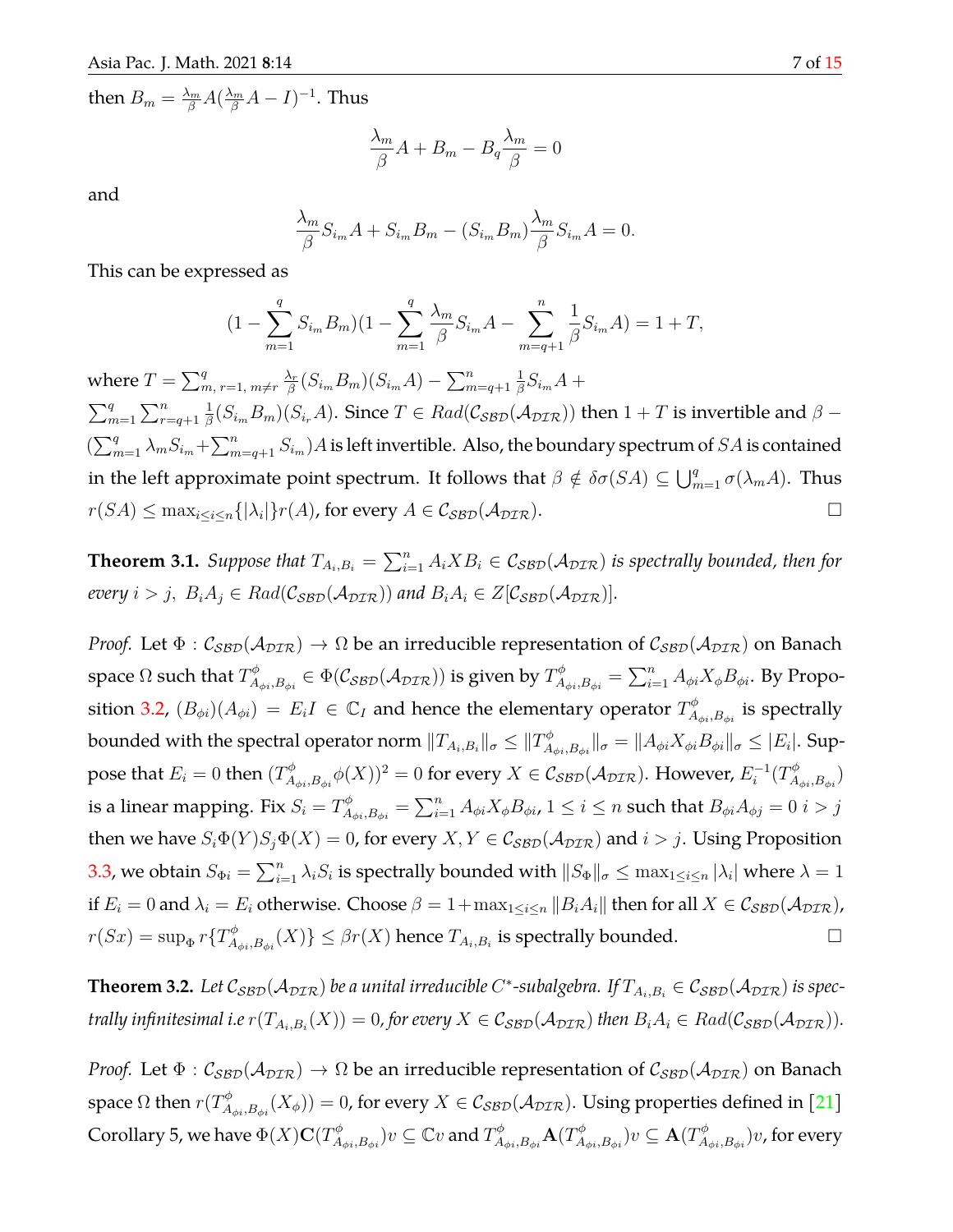then $B_m = \frac{\lambda_m}{\beta} A(\frac{\lambda_m}{\beta} A - I)^{-1}$. Thus

$$\frac{\lambda_m}{\beta} A + B_m - B_q \frac{\lambda_m}{\beta} = 0$$

and

$$\frac{\lambda_m}{\beta} S_{i_m} A + S_{i_m} B_m - (S_{i_m} B_m) \frac{\lambda_m}{\beta} S_{i_m} A = 0.$$

This can be expressed as

$$(1 - \sum_{m=1}^{q} S_{i_m} B_m)(1 - \sum_{m=1}^{q} \frac{\lambda_m}{\beta} S_{i_m} A - \sum_{m=q+1}^{n} \frac{1}{\beta} S_{i_m} A) = 1 + T,$$

where $T = \sum_{m,\, r=1,\, m\neq r}^{q} \frac{\lambda_r}{\beta} (S_{i_m} B_m)(S_{i_m} A) - \sum_{m=q+1}^{n} \frac{1}{\beta} S_{i_m} A +$
$\sum_{m=1}^{q} \sum_{r=q+1}^{n} \frac{1}{\beta} (S_{i_m} B_m)(S_{i_r} A)$. Since $T \in Rad(\mathcal{C}_{\mathcal{SBD}}(\mathcal{A}_{\mathcal{DIR}}))$ then $1 + T$ is invertible and $\beta - (\sum_{m=1}^{q} \lambda_m S_{i_m} + \sum_{m=q+1}^{n} S_{i_m})A$ is left invertible. Also, the boundary spectrum of $SA$ is contained in the left approximate point spectrum. It follows that $\beta \notin \delta\sigma(SA) \subseteq \bigcup_{m=1}^{q} \sigma(\lambda_m A)$. Thus $r(SA) \leq \max_{i \leq i \leq n}\{|\lambda_i|\} r(A)$, for every $A \in \mathcal{C}_{\mathcal{SBD}}(\mathcal{A}_{\mathcal{DIR}})$. □

**Theorem 3.1.** *Suppose that $T_{A_i,B_i} = \sum_{i=1}^{n} A_i X B_i \in \mathcal{C}_{\mathcal{SBD}}(\mathcal{A}_{\mathcal{DIR}})$ is spectrally bounded, then for every $i > j$, $B_i A_j \in Rad(\mathcal{C}_{\mathcal{SBD}}(\mathcal{A}_{\mathcal{DIR}}))$ and $B_i A_i \in Z[\mathcal{C}_{\mathcal{SBD}}(\mathcal{A}_{\mathcal{DIR}})]$.*

*Proof.* Let $\Phi : \mathcal{C}_{\mathcal{SBD}}(\mathcal{A}_{\mathcal{DIR}}) \to \Omega$ be an irreducible representation of $\mathcal{C}_{\mathcal{SBD}}(\mathcal{A}_{\mathcal{DIR}})$ on Banach space $\Omega$ such that $T^{\phi}_{A_{\phi i},B_{\phi i}} \in \Phi(\mathcal{C}_{\mathcal{SBD}}(\mathcal{A}_{\mathcal{DIR}}))$ is given by $T^{\phi}_{A_{\phi i},B_{\phi i}} = \sum_{i=1}^{n} A_{\phi i} X_{\phi} B_{\phi i}$. By Proposition 3.2, $(B_{\phi i})(A_{\phi i}) = E_i I \in \mathbb{C}_I$ and hence the elementary operator $T^{\phi}_{A_{\phi i},B_{\phi i}}$ is spectrally bounded with the spectral operator norm $\|T_{A_i,B_i}\|_{\sigma} \leq \|T^{\phi}_{A_{\phi i},B_{\phi i}}\|_{\sigma} = \|A_{\phi i} X_{\phi i} B_{\phi i}\|_{\sigma} \leq |E_i|$. Suppose that $E_i = 0$ then $(T^{\phi}_{A_{\phi i},B_{\phi i}} \phi(X))^2 = 0$ for every $X \in \mathcal{C}_{\mathcal{SBD}}(\mathcal{A}_{\mathcal{DIR}})$. However, $E_i^{-1}(T^{\phi}_{A_{\phi i},B_{\phi i}})$ is a linear mapping. Fix $S_i = T^{\phi}_{A_{\phi i},B_{\phi i}} = \sum_{i=1}^{n} A_{\phi i} X_{\phi} B_{\phi i}$, $1 \leq i \leq n$ such that $B_{\phi i} A_{\phi j} = 0$ $i > j$ then we have $S_i \Phi(Y) S_j \Phi(X) = 0$, for every $X, Y \in \mathcal{C}_{\mathcal{SBD}}(\mathcal{A}_{\mathcal{DIR}})$ and $i > j$. Using Proposition 3.3, we obtain $S_{\Phi i} = \sum_{i=1}^{n} \lambda_i S_i$ is spectrally bounded with $\|S_{\Phi}\|_{\sigma} \leq \max_{1 \leq i \leq n} |\lambda_i|$ where $\lambda = 1$ if $E_i = 0$ and $\lambda_i = E_i$ otherwise. Choose $\beta = 1 + \max_{1 \leq i \leq n} \|B_i A_i\|$ then for all $X \in \mathcal{C}_{\mathcal{SBD}}(\mathcal{A}_{\mathcal{DIR}})$, $r(Sx) = \sup_{\Phi} r\{T^{\phi}_{A_{\phi i},B_{\phi i}}(X)\} \leq \beta r(X)$ hence $T_{A_i,B_i}$ is spectrally bounded. □

**Theorem 3.2.** *Let $\mathcal{C}_{\mathcal{SBD}}(\mathcal{A}_{\mathcal{DIR}})$ be a unital irreducible $C^*$-subalgebra. If $T_{A_i,B_i} \in \mathcal{C}_{\mathcal{SBD}}(\mathcal{A}_{\mathcal{DIR}})$ is spectrally infinitesimal i.e $r(T_{A_i,B_i}(X)) = 0$, for every $X \in \mathcal{C}_{\mathcal{SBD}}(\mathcal{A}_{\mathcal{DIR}})$ then $B_i A_i \in Rad(\mathcal{C}_{\mathcal{SBD}}(\mathcal{A}_{\mathcal{DIR}}))$.*

*Proof.* Let $\Phi : \mathcal{C}_{\mathcal{SBD}}(\mathcal{A}_{\mathcal{DIR}}) \to \Omega$ be an irreducible representation of $\mathcal{C}_{\mathcal{SBD}}(\mathcal{A}_{\mathcal{DIR}})$ on Banach space $\Omega$ then $r(T^{\phi}_{A_{\phi i},B_{\phi i}}(X_{\phi})) = 0$, for every $X \in \mathcal{C}_{\mathcal{SBD}}(\mathcal{A}_{\mathcal{DIR}})$. Using properties defined in [21] Corollary 5, we have $\Phi(X)\mathbf{C}(T^{\phi}_{A_{\phi i},B_{\phi i}})v \subseteq \mathbb{C}v$ and $T^{\phi}_{A_{\phi i},B_{\phi i}} \mathbf{A}(T^{\phi}_{A_{\phi i},B_{\phi i}})v \subseteq \mathbf{A}(T^{\phi}_{A_{\phi i},B_{\phi i}})v$, for every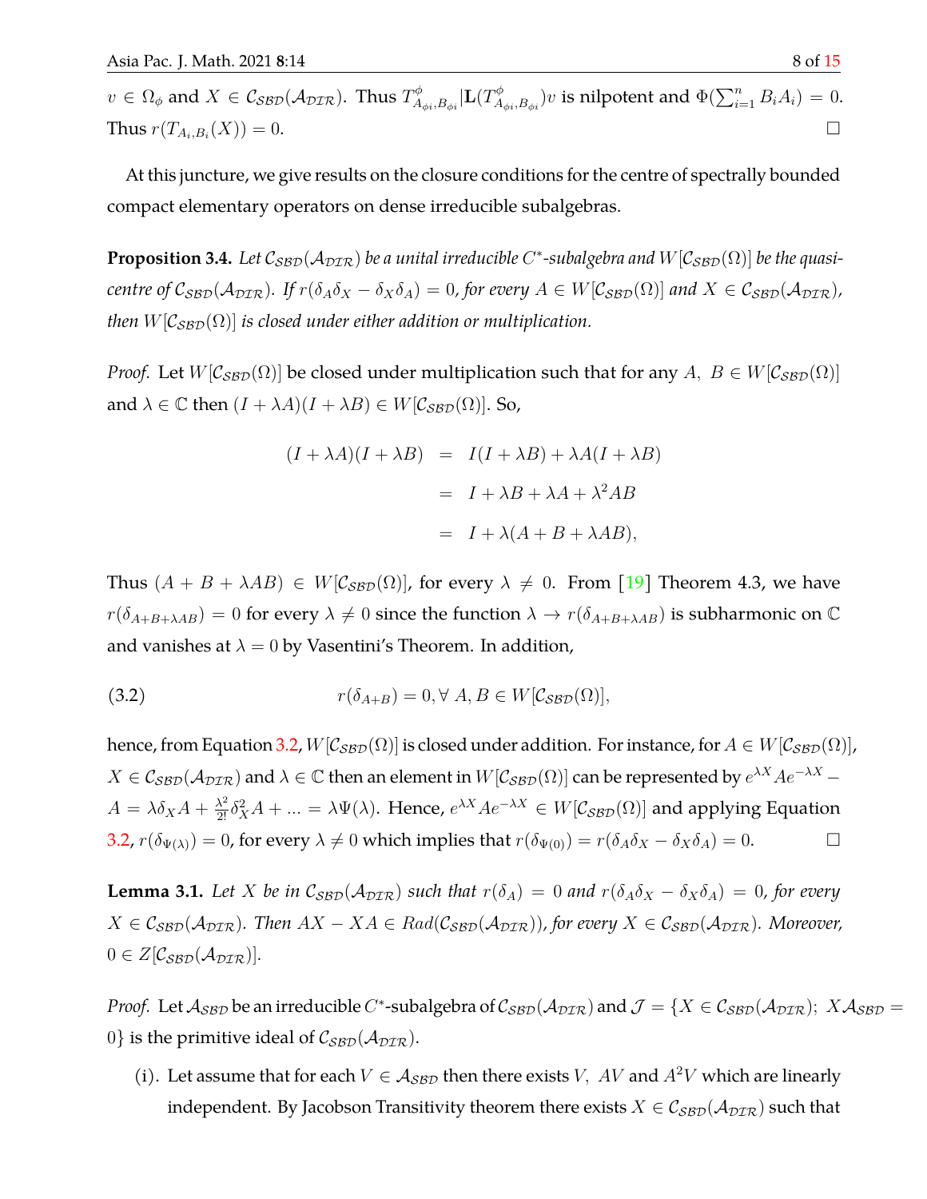$v \in \Omega_\phi$ and $X \in \mathcal{C}_{\mathcal{SBD}}(\mathcal{A}_{\mathcal{DIR}})$. Thus $T^{\phi}_{A_{\phi i},B_{\phi i}}|\mathbf{L}(T^{\phi}_{A_{\phi i},B_{\phi i}})v$ is nilpotent and $\Phi(\sum_{i=1}^{n} B_i A_i) = 0$. Thus $r(T_{A_i,B_i}(X)) = 0$. □

At this juncture, we give results on the closure conditions for the centre of spectrally bounded compact elementary operators on dense irreducible subalgebras.

**Proposition 3.4.** *Let $\mathcal{C}_{\mathcal{SBD}}(\mathcal{A}_{\mathcal{DIR}})$ be a unital irreducible $C^*$-subalgebra and $W[\mathcal{C}_{\mathcal{SBD}}(\Omega)]$ be the quasi-centre of $\mathcal{C}_{\mathcal{SBD}}(\mathcal{A}_{\mathcal{DIR}})$. If $r(\delta_A\delta_X - \delta_X\delta_A) = 0$, for every $A \in W[\mathcal{C}_{\mathcal{SBD}}(\Omega)]$ and $X \in \mathcal{C}_{\mathcal{SBD}}(\mathcal{A}_{\mathcal{DIR}})$, then $W[\mathcal{C}_{\mathcal{SBD}}(\Omega)]$ is closed under either addition or multiplication.*

*Proof.* Let $W[\mathcal{C}_{\mathcal{SBD}}(\Omega)]$ be closed under multiplication such that for any $A,\ B \in W[\mathcal{C}_{\mathcal{SBD}}(\Omega)]$ and $\lambda \in \mathbb{C}$ then $(I + \lambda A)(I + \lambda B) \in W[\mathcal{C}_{\mathcal{SBD}}(\Omega)]$. So,

$$\begin{aligned}
(I + \lambda A)(I + \lambda B) &= I(I + \lambda B) + \lambda A(I + \lambda B) \\
&= I + \lambda B + \lambda A + \lambda^2 AB \\
&= I + \lambda(A + B + \lambda AB),
\end{aligned}$$

Thus $(A + B + \lambda AB) \in W[\mathcal{C}_{\mathcal{SBD}}(\Omega)]$, for every $\lambda \neq 0$. From [19] Theorem 4.3, we have $r(\delta_{A+B+\lambda AB}) = 0$ for every $\lambda \neq 0$ since the function $\lambda \to r(\delta_{A+B+\lambda AB})$ is subharmonic on $\mathbb{C}$ and vanishes at $\lambda = 0$ by Vasentini's Theorem. In addition,

$$r(\delta_{A+B}) = 0, \forall\ A, B \in W[\mathcal{C}_{\mathcal{SBD}}(\Omega)], \tag{3.2}$$

hence, from Equation 3.2, $W[\mathcal{C}_{\mathcal{SBD}}(\Omega)]$ is closed under addition. For instance, for $A \in W[\mathcal{C}_{\mathcal{SBD}}(\Omega)]$, $X \in \mathcal{C}_{\mathcal{SBD}}(\mathcal{A}_{\mathcal{DIR}})$ and $\lambda \in \mathbb{C}$ then an element in $W[\mathcal{C}_{\mathcal{SBD}}(\Omega)]$ can be represented by $e^{\lambda X}Ae^{-\lambda X} - A = \lambda\delta_X A + \frac{\lambda^2}{2!}\delta_X^2 A + \ldots = \lambda\Psi(\lambda)$. Hence, $e^{\lambda X}Ae^{-\lambda X} \in W[\mathcal{C}_{\mathcal{SBD}}(\Omega)]$ and applying Equation 3.2, $r(\delta_{\Psi(\lambda)}) = 0$, for every $\lambda \neq 0$ which implies that $r(\delta_{\Psi(0)}) = r(\delta_A\delta_X - \delta_X\delta_A) = 0$. □

**Lemma 3.1.** *Let $X$ be in $\mathcal{C}_{\mathcal{SBD}}(\mathcal{A}_{\mathcal{DIR}})$ such that $r(\delta_A) = 0$ and $r(\delta_A\delta_X - \delta_X\delta_A) = 0$, for every $X \in \mathcal{C}_{\mathcal{SBD}}(\mathcal{A}_{\mathcal{DIR}})$. Then $AX - XA \in Rad(\mathcal{C}_{\mathcal{SBD}}(\mathcal{A}_{\mathcal{DIR}}))$, for every $X \in \mathcal{C}_{\mathcal{SBD}}(\mathcal{A}_{\mathcal{DIR}})$. Moreover, $0 \in Z[\mathcal{C}_{\mathcal{SBD}}(\mathcal{A}_{\mathcal{DIR}})]$.*

*Proof.* Let $\mathcal{A}_{\mathcal{SBD}}$ be an irreducible $C^*$-subalgebra of $\mathcal{C}_{\mathcal{SBD}}(\mathcal{A}_{\mathcal{DIR}})$ and $\mathcal{J} = \{X \in \mathcal{C}_{\mathcal{SBD}}(\mathcal{A}_{\mathcal{DIR}});\ X\mathcal{A}_{\mathcal{SBD}} = 0\}$ is the primitive ideal of $\mathcal{C}_{\mathcal{SBD}}(\mathcal{A}_{\mathcal{DIR}})$.

(i). Let assume that for each $V \in \mathcal{A}_{\mathcal{SBD}}$ then there exists $V,\ AV$ and $A^2V$ which are linearly independent. By Jacobson Transitivity theorem there exists $X \in \mathcal{C}_{\mathcal{SBD}}(\mathcal{A}_{\mathcal{DIR}})$ such that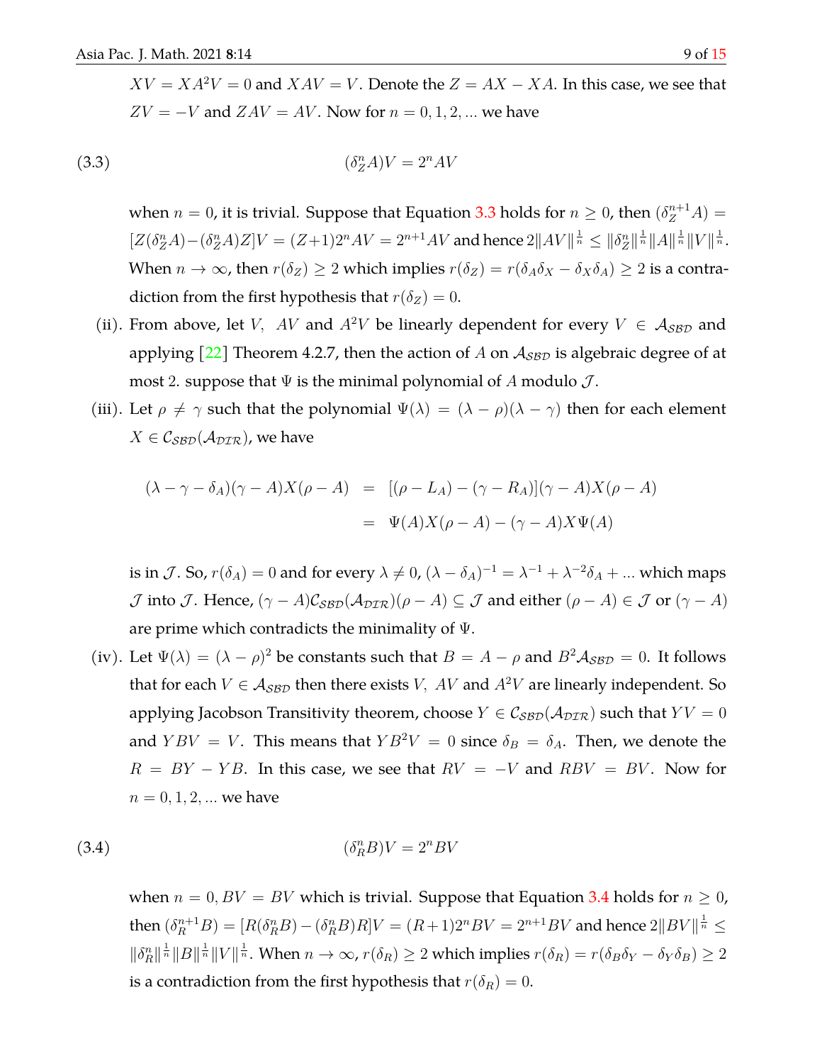$XV = XA^2V = 0$ and $XAV = V$. Denote the $Z = AX - XA$. In this case, we see that $ZV = -V$ and $ZAV = AV$. Now for $n = 0, 1, 2, ...$ we have

$$(\delta_Z^n A)V = 2^n AV \tag{3.3}$$

when $n = 0$, it is trivial. Suppose that Equation 3.3 holds for $n \geq 0$, then $(\delta_Z^{n+1}A) = [Z(\delta_Z^n A) - (\delta_Z^n A)Z]V = (Z+1)2^n AV = 2^{n+1}AV$ and hence $2\|AV\|^{\frac{1}{n}} \leq \|\delta_Z^n\|^{\frac{1}{n}}\|A\|^{\frac{1}{n}}\|V\|^{\frac{1}{n}}$. When $n \to \infty$, then $r(\delta_Z) \geq 2$ which implies $r(\delta_Z) = r(\delta_A\delta_X - \delta_X\delta_A) \geq 2$ is a contradiction from the first hypothesis that $r(\delta_Z) = 0$.

(ii). From above, let $V$, $AV$ and $A^2V$ be linearly dependent for every $V \in \mathcal{A}_{\mathcal{SBD}}$ and applying [22] Theorem 4.2.7, then the action of $A$ on $\mathcal{A}_{\mathcal{SBD}}$ is algebraic degree of at most 2. suppose that $\Psi$ is the minimal polynomial of $A$ modulo $\mathcal{J}$.

(iii). Let $\rho \neq \gamma$ such that the polynomial $\Psi(\lambda) = (\lambda - \rho)(\lambda - \gamma)$ then for each element $X \in \mathcal{C}_{\mathcal{SBD}}(\mathcal{A}_{\mathcal{DIR}})$, we have

$$\begin{aligned}
(\lambda - \gamma - \delta_A)(\gamma - A)X(\rho - A) &= [(\rho - L_A) - (\gamma - R_A)](\gamma - A)X(\rho - A) \\
&= \Psi(A)X(\rho - A) - (\gamma - A)X\Psi(A)
\end{aligned}$$

is in $\mathcal{J}$. So, $r(\delta_A) = 0$ and for every $\lambda \neq 0$, $(\lambda - \delta_A)^{-1} = \lambda^{-1} + \lambda^{-2}\delta_A + ...$ which maps $\mathcal{J}$ into $\mathcal{J}$. Hence, $(\gamma - A)\mathcal{C}_{\mathcal{SBD}}(\mathcal{A}_{\mathcal{DIR}})(\rho - A) \subseteq \mathcal{J}$ and either $(\rho - A) \in \mathcal{J}$ or $(\gamma - A)$ are prime which contradicts the minimality of $\Psi$.

(iv). Let $\Psi(\lambda) = (\lambda - \rho)^2$ be constants such that $B = A - \rho$ and $B^2\mathcal{A}_{\mathcal{SBD}} = 0$. It follows that for each $V \in \mathcal{A}_{\mathcal{SBD}}$ then there exists $V$, $AV$ and $A^2V$ are linearly independent. So applying Jacobson Transitivity theorem, choose $Y \in \mathcal{C}_{\mathcal{SBD}}(\mathcal{A}_{\mathcal{DIR}})$ such that $YV = 0$ and $YBV = V$. This means that $YB^2V = 0$ since $\delta_B = \delta_A$. Then, we denote the $R = BY - YB$. In this case, we see that $RV = -V$ and $RBV = BV$. Now for $n = 0, 1, 2, ...$ we have

$$(\delta_R^n B)V = 2^n BV \tag{3.4}$$

when $n = 0$, $BV = BV$ which is trivial. Suppose that Equation 3.4 holds for $n \geq 0$, then $(\delta_R^{n+1}B) = [R(\delta_R^n B) - (\delta_R^n B)R]V = (R+1)2^n BV = 2^{n+1}BV$ and hence $2\|BV\|^{\frac{1}{n}} \leq \|\delta_R^n\|^{\frac{1}{n}}\|B\|^{\frac{1}{n}}\|V\|^{\frac{1}{n}}$. When $n \to \infty$, $r(\delta_R) \geq 2$ which implies $r(\delta_R) = r(\delta_B\delta_Y - \delta_Y\delta_B) \geq 2$ is a contradiction from the first hypothesis that $r(\delta_R) = 0$.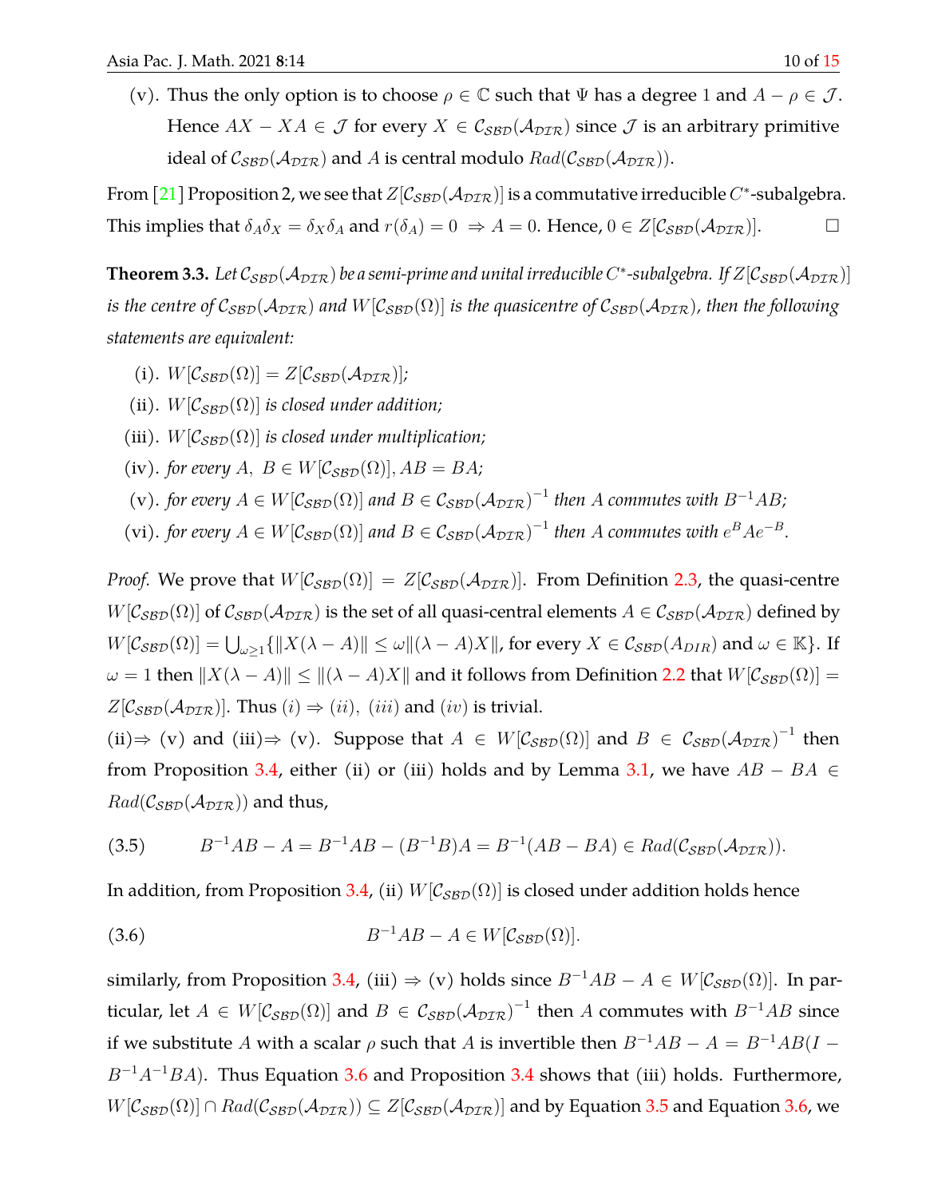(v). Thus the only option is to choose $\rho \in \mathbb{C}$ such that $\Psi$ has a degree 1 and $A - \rho \in \mathcal{J}$. Hence $AX - XA \in \mathcal{J}$ for every $X \in \mathcal{C}_{\mathcal{SBD}}(\mathcal{A}_{\mathcal{DIR}})$ since $\mathcal{J}$ is an arbitrary primitive ideal of $\mathcal{C}_{\mathcal{SBD}}(\mathcal{A}_{\mathcal{DIR}})$ and $A$ is central modulo $Rad(\mathcal{C}_{\mathcal{SBD}}(\mathcal{A}_{\mathcal{DIR}}))$.

From [21] Proposition 2, we see that $Z[\mathcal{C}_{\mathcal{SBD}}(\mathcal{A}_{\mathcal{DIR}})]$ is a commutative irreducible $C^*$-subalgebra. This implies that $\delta_A\delta_X = \delta_X\delta_A$ and $r(\delta_A) = 0 \Rightarrow A = 0$. Hence, $0 \in Z[\mathcal{C}_{\mathcal{SBD}}(\mathcal{A}_{\mathcal{DIR}})]$. □

**Theorem 3.3.** *Let $\mathcal{C}_{\mathcal{SBD}}(\mathcal{A}_{\mathcal{DIR}})$ be a semi-prime and unital irreducible $C^*$-subalgebra. If $Z[\mathcal{C}_{\mathcal{SBD}}(\mathcal{A}_{\mathcal{DIR}})]$ is the centre of $\mathcal{C}_{\mathcal{SBD}}(\mathcal{A}_{\mathcal{DIR}})$ and $W[\mathcal{C}_{\mathcal{SBD}}(\Omega)]$ is the quasicentre of $\mathcal{C}_{\mathcal{SBD}}(\mathcal{A}_{\mathcal{DIR}})$, then the following statements are equivalent:*

(i). *$W[\mathcal{C}_{\mathcal{SBD}}(\Omega)] = Z[\mathcal{C}_{\mathcal{SBD}}(\mathcal{A}_{\mathcal{DIR}})]$;*

(ii). *$W[\mathcal{C}_{\mathcal{SBD}}(\Omega)]$ is closed under addition;*

(iii). *$W[\mathcal{C}_{\mathcal{SBD}}(\Omega)]$ is closed under multiplication;*

(iv). *for every $A,\ B \in W[\mathcal{C}_{\mathcal{SBD}}(\Omega)]$, $AB = BA$;*

(v). *for every $A \in W[\mathcal{C}_{\mathcal{SBD}}(\Omega)]$ and $B \in \mathcal{C}_{\mathcal{SBD}}(\mathcal{A}_{\mathcal{DIR}})^{-1}$ then $A$ commutes with $B^{-1}AB$;*

(vi). *for every $A \in W[\mathcal{C}_{\mathcal{SBD}}(\Omega)]$ and $B \in \mathcal{C}_{\mathcal{SBD}}(\mathcal{A}_{\mathcal{DIR}})^{-1}$ then $A$ commutes with $e^BAe^{-B}$.*

*Proof.* We prove that $W[\mathcal{C}_{\mathcal{SBD}}(\Omega)] = Z[\mathcal{C}_{\mathcal{SBD}}(\mathcal{A}_{\mathcal{DIR}})]$. From Definition 2.3, the quasi-centre $W[\mathcal{C}_{\mathcal{SBD}}(\Omega)]$ of $\mathcal{C}_{\mathcal{SBD}}(\mathcal{A}_{\mathcal{DIR}})$ is the set of all quasi-central elements $A \in \mathcal{C}_{\mathcal{SBD}}(\mathcal{A}_{\mathcal{DIR}})$ defined by $W[\mathcal{C}_{\mathcal{SBD}}(\Omega)] = \bigcup_{\omega \geq 1}\{\|X(\lambda - A)\| \leq \omega\|(\lambda - A)X\|$, for every $X \in \mathcal{C}_{\mathcal{SBD}}(A_{DIR})$ and $\omega \in \mathbb{K}\}$. If $\omega = 1$ then $\|X(\lambda - A)\| \leq \|(\lambda - A)X\|$ and it follows from Definition 2.2 that $W[\mathcal{C}_{\mathcal{SBD}}(\Omega)] = Z[\mathcal{C}_{\mathcal{SBD}}(\mathcal{A}_{\mathcal{DIR}})]$. Thus $(i) \Rightarrow (ii),\ (iii)$ and $(iv)$ is trivial.

(ii)$\Rightarrow$ (v) and (iii)$\Rightarrow$ (v). Suppose that $A \in W[\mathcal{C}_{\mathcal{SBD}}(\Omega)]$ and $B \in \mathcal{C}_{\mathcal{SBD}}(\mathcal{A}_{\mathcal{DIR}})^{-1}$ then from Proposition 3.4, either (ii) or (iii) holds and by Lemma 3.1, we have $AB - BA \in Rad(\mathcal{C}_{\mathcal{SBD}}(\mathcal{A}_{\mathcal{DIR}}))$ and thus,

$$B^{-1}AB - A = B^{-1}AB - (B^{-1}B)A = B^{-1}(AB - BA) \in Rad(\mathcal{C}_{\mathcal{SBD}}(\mathcal{A}_{\mathcal{DIR}})). \tag{3.5}$$

In addition, from Proposition 3.4, (ii) $W[\mathcal{C}_{\mathcal{SBD}}(\Omega)]$ is closed under addition holds hence

$$B^{-1}AB - A \in W[\mathcal{C}_{\mathcal{SBD}}(\Omega)]. \tag{3.6}$$

similarly, from Proposition 3.4, (iii) $\Rightarrow$ (v) holds since $B^{-1}AB - A \in W[\mathcal{C}_{\mathcal{SBD}}(\Omega)]$. In particular, let $A \in W[\mathcal{C}_{\mathcal{SBD}}(\Omega)]$ and $B \in \mathcal{C}_{\mathcal{SBD}}(\mathcal{A}_{\mathcal{DIR}})^{-1}$ then $A$ commutes with $B^{-1}AB$ since if we substitute $A$ with a scalar $\rho$ such that $A$ is invertible then $B^{-1}AB - A = B^{-1}AB(I - B^{-1}A^{-1}BA)$. Thus Equation 3.6 and Proposition 3.4 shows that (iii) holds. Furthermore, $W[\mathcal{C}_{\mathcal{SBD}}(\Omega)] \cap Rad(\mathcal{C}_{\mathcal{SBD}}(\mathcal{A}_{\mathcal{DIR}})) \subseteq Z[\mathcal{C}_{\mathcal{SBD}}(\mathcal{A}_{\mathcal{DIR}})]$ and by Equation 3.5 and Equation 3.6, we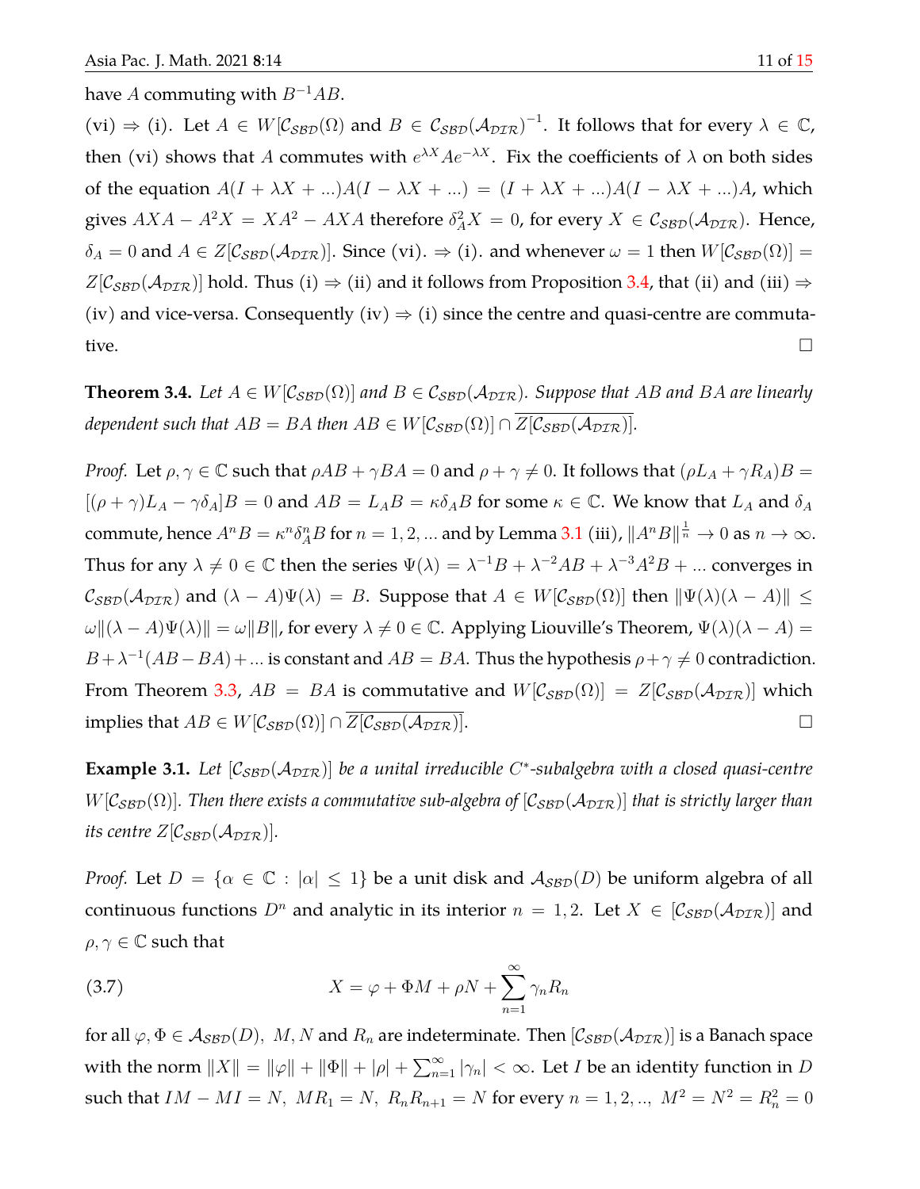have $A$ commuting with $B^{-1}AB$.

(vi) $\Rightarrow$ (i). Let $A \in W[\mathcal{C}_{\mathcal{SBD}}(\Omega)$ and $B \in \mathcal{C}_{\mathcal{SBD}}(\mathcal{A}_{\mathcal{DIR}})^{-1}$. It follows that for every $\lambda \in \mathbb{C}$, then (vi) shows that $A$ commutes with $e^{\lambda X}Ae^{-\lambda X}$. Fix the coefficients of $\lambda$ on both sides of the equation $A(I + \lambda X + ...)A(I - \lambda X + ...) = (I + \lambda X + ...)A(I - \lambda X + ...)A$, which gives $AXA - A^2X = XA^2 - AXA$ therefore $\delta_A^2 X = 0$, for every $X \in \mathcal{C}_{\mathcal{SBD}}(\mathcal{A}_{\mathcal{DIR}})$. Hence, $\delta_A = 0$ and $A \in Z[\mathcal{C}_{\mathcal{SBD}}(\mathcal{A}_{\mathcal{DIR}})]$. Since (vi). $\Rightarrow$ (i). and whenever $\omega = 1$ then $W[\mathcal{C}_{\mathcal{SBD}}(\Omega)] = Z[\mathcal{C}_{\mathcal{SBD}}(\mathcal{A}_{\mathcal{DIR}})]$ hold. Thus (i) $\Rightarrow$ (ii) and it follows from Proposition 3.4, that (ii) and (iii) $\Rightarrow$ (iv) and vice-versa. Consequently (iv) $\Rightarrow$ (i) since the centre and quasi-centre are commutative. $\square$

**Theorem 3.4.** *Let $A \in W[\mathcal{C}_{\mathcal{SBD}}(\Omega)]$ and $B \in \mathcal{C}_{\mathcal{SBD}}(\mathcal{A}_{\mathcal{DIR}})$. Suppose that $AB$ and $BA$ are linearly dependent such that $AB = BA$ then $AB \in W[\mathcal{C}_{\mathcal{SBD}}(\Omega)] \cap \overline{Z[\mathcal{C}_{\mathcal{SBD}}(\mathcal{A}_{\mathcal{DIR}})]}$.*

*Proof.* Let $\rho, \gamma \in \mathbb{C}$ such that $\rho AB + \gamma BA = 0$ and $\rho + \gamma \neq 0$. It follows that $(\rho L_A + \gamma R_A)B = [(\rho + \gamma)L_A - \gamma\delta_A]B = 0$ and $AB = L_A B = \kappa\delta_A B$ for some $\kappa \in \mathbb{C}$. We know that $L_A$ and $\delta_A$ commute, hence $A^nB = \kappa^n\delta_A^n B$ for $n = 1, 2, ...$ and by Lemma 3.1 (iii), $\|A^nB\|^{\frac{1}{n}} \to 0$ as $n \to \infty$. Thus for any $\lambda \neq 0 \in \mathbb{C}$ then the series $\Psi(\lambda) = \lambda^{-1}B + \lambda^{-2}AB + \lambda^{-3}A^2B + ...$ converges in $\mathcal{C}_{\mathcal{SBD}}(\mathcal{A}_{\mathcal{DIR}})$ and $(\lambda - A)\Psi(\lambda) = B$. Suppose that $A \in W[\mathcal{C}_{\mathcal{SBD}}(\Omega)]$ then $\|\Psi(\lambda)(\lambda - A)\| \leq \omega\|(\lambda - A)\Psi(\lambda)\| = \omega\|B\|$, for every $\lambda \neq 0 \in \mathbb{C}$. Applying Liouville's Theorem, $\Psi(\lambda)(\lambda - A) = B + \lambda^{-1}(AB - BA) + ...$ is constant and $AB = BA$. Thus the hypothesis $\rho + \gamma \neq 0$ contradiction. From Theorem 3.3, $AB = BA$ is commutative and $W[\mathcal{C}_{\mathcal{SBD}}(\Omega)] = Z[\mathcal{C}_{\mathcal{SBD}}(\mathcal{A}_{\mathcal{DIR}})]$ which implies that $AB \in W[\mathcal{C}_{\mathcal{SBD}}(\Omega)] \cap \overline{Z[\mathcal{C}_{\mathcal{SBD}}(\mathcal{A}_{\mathcal{DIR}})]}$. $\square$

**Example 3.1.** *Let $[\mathcal{C}_{\mathcal{SBD}}(\mathcal{A}_{\mathcal{DIR}})]$ be a unital irreducible $C^*$-subalgebra with a closed quasi-centre $W[\mathcal{C}_{\mathcal{SBD}}(\Omega)]$. Then there exists a commutative sub-algebra of $[\mathcal{C}_{\mathcal{SBD}}(\mathcal{A}_{\mathcal{DIR}})]$ that is strictly larger than its centre $Z[\mathcal{C}_{\mathcal{SBD}}(\mathcal{A}_{\mathcal{DIR}})]$.*

*Proof.* Let $D = \{\alpha \in \mathbb{C} : |\alpha| \leq 1\}$ be a unit disk and $\mathcal{A}_{\mathcal{SBD}}(D)$ be uniform algebra of all continuous functions $D^n$ and analytic in its interior $n = 1, 2$. Let $X \in [\mathcal{C}_{\mathcal{SBD}}(\mathcal{A}_{\mathcal{DIR}})]$ and $\rho, \gamma \in \mathbb{C}$ such that

$$X = \varphi + \Phi M + \rho N + \sum_{n=1}^{\infty} \gamma_n R_n \tag{3.7}$$

for all $\varphi, \Phi \in \mathcal{A}_{\mathcal{SBD}}(D),\ M, N$ and $R_n$ are indeterminate. Then $[\mathcal{C}_{\mathcal{SBD}}(\mathcal{A}_{\mathcal{DIR}})]$ is a Banach space with the norm $\|X\| = \|\varphi\| + \|\Phi\| + |\rho| + \sum_{n=1}^{\infty} |\gamma_n| < \infty$. Let $I$ be an identity function in $D$ such that $IM - MI = N,\ MR_1 = N,\ R_nR_{n+1} = N$ for every $n = 1, 2, ..,\ M^2 = N^2 = R_n^2 = 0$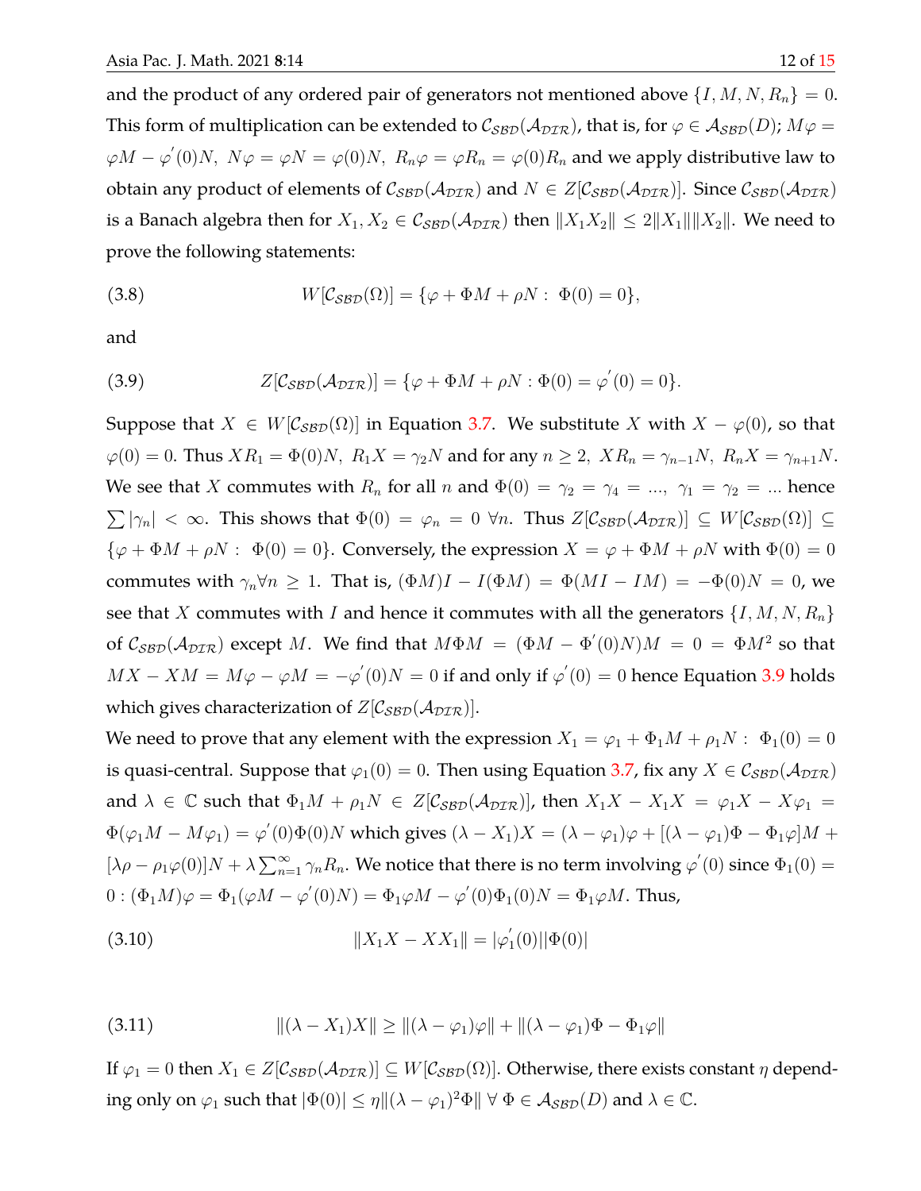and the product of any ordered pair of generators not mentioned above $\{I, M, N, R_n\} = 0$. This form of multiplication can be extended to $\mathcal{C}_{\mathcal{SBD}}(\mathcal{A}_{\mathcal{DIR}})$, that is, for $\varphi \in \mathcal{A}_{\mathcal{SBD}}(D)$; $M\varphi = \varphi M - \varphi^{'}(0)N,\ N\varphi = \varphi N = \varphi(0)N,\ R_n\varphi = \varphi R_n = \varphi(0)R_n$ and we apply distributive law to obtain any product of elements of $\mathcal{C}_{\mathcal{SBD}}(\mathcal{A}_{\mathcal{DIR}})$ and $N \in Z[\mathcal{C}_{\mathcal{SBD}}(\mathcal{A}_{\mathcal{DIR}})]$. Since $\mathcal{C}_{\mathcal{SBD}}(\mathcal{A}_{\mathcal{DIR}})$ is a Banach algebra then for $X_1, X_2 \in \mathcal{C}_{\mathcal{SBD}}(\mathcal{A}_{\mathcal{DIR}})$ then $\|X_1X_2\| \leq 2\|X_1\|\|X_2\|$. We need to prove the following statements:

$$W[\mathcal{C}_{\mathcal{SBD}}(\Omega)] = \{\varphi + \Phi M + \rho N :\ \Phi(0) = 0\}, \tag{3.8}$$

and

$$Z[\mathcal{C}_{\mathcal{SBD}}(\mathcal{A}_{\mathcal{DIR}})] = \{\varphi + \Phi M + \rho N : \Phi(0) = \varphi^{'}(0) = 0\}. \tag{3.9}$$

Suppose that $X \in W[\mathcal{C}_{\mathcal{SBD}}(\Omega)]$ in Equation 3.7. We substitute $X$ with $X - \varphi(0)$, so that $\varphi(0) = 0$. Thus $XR_1 = \Phi(0)N,\ R_1X = \gamma_2 N$ and for any $n \geq 2,\ XR_n = \gamma_{n-1}N,\ R_nX = \gamma_{n+1}N$. We see that $X$ commutes with $R_n$ for all $n$ and $\Phi(0) = \gamma_2 = \gamma_4 = ...,\ \gamma_1 = \gamma_2 = ...$ hence $\sum |\gamma_n| < \infty$. This shows that $\Phi(0) = \varphi_n = 0\ \forall n$. Thus $Z[\mathcal{C}_{\mathcal{SBD}}(\mathcal{A}_{\mathcal{DIR}})] \subseteq W[\mathcal{C}_{\mathcal{SBD}}(\Omega)] \subseteq \{\varphi + \Phi M + \rho N :\ \Phi(0) = 0\}$. Conversely, the expression $X = \varphi + \Phi M + \rho N$ with $\Phi(0) = 0$ commutes with $\gamma_n \forall n \geq 1$. That is, $(\Phi M)I - I(\Phi M) = \Phi(MI - IM) = -\Phi(0)N = 0$, we see that $X$ commutes with $I$ and hence it commutes with all the generators $\{I, M, N, R_n\}$ of $\mathcal{C}_{\mathcal{SBD}}(\mathcal{A}_{\mathcal{DIR}})$ except $M$. We find that $M\Phi M = (\Phi M - \Phi^{'}(0)N)M = 0 = \Phi M^2$ so that $MX - XM = M\varphi - \varphi M = -\varphi^{'}(0)N = 0$ if and only if $\varphi^{'}(0) = 0$ hence Equation 3.9 holds which gives characterization of $Z[\mathcal{C}_{\mathcal{SBD}}(\mathcal{A}_{\mathcal{DIR}})]$.

We need to prove that any element with the expression $X_1 = \varphi_1 + \Phi_1 M + \rho_1 N :\ \Phi_1(0) = 0$ is quasi-central. Suppose that $\varphi_1(0) = 0$. Then using Equation 3.7, fix any $X \in \mathcal{C}_{\mathcal{SBD}}(\mathcal{A}_{\mathcal{DIR}})$ and $\lambda \in \mathbb{C}$ such that $\Phi_1 M + \rho_1 N \in Z[\mathcal{C}_{\mathcal{SBD}}(\mathcal{A}_{\mathcal{DIR}})]$, then $X_1X - X_1X = \varphi_1 X - X\varphi_1 = \Phi(\varphi_1 M - M\varphi_1) = \varphi^{'}(0)\Phi(0)N$ which gives $(\lambda - X_1)X = (\lambda - \varphi_1)\varphi + [(\lambda - \varphi_1)\Phi - \Phi_1\varphi]M + [\lambda\rho - \rho_1\varphi(0)]N + \lambda\sum_{n=1}^{\infty}\gamma_n R_n$. We notice that there is no term involving $\varphi^{'}(0)$ since $\Phi_1(0) = 0 : (\Phi_1 M)\varphi = \Phi_1(\varphi M - \varphi^{'}(0)N) = \Phi_1\varphi M - \varphi^{'}(0)\Phi_1(0)N = \Phi_1\varphi M$. Thus,

$$\|X_1X - XX_1\| = |\varphi_1^{'}(0)||\Phi(0)| \tag{3.10}$$

$$\|(\lambda - X_1)X\| \geq \|(\lambda - \varphi_1)\varphi\| + \|(\lambda - \varphi_1)\Phi - \Phi_1\varphi\| \tag{3.11}$$

If $\varphi_1 = 0$ then $X_1 \in Z[\mathcal{C}_{\mathcal{SBD}}(\mathcal{A}_{\mathcal{DIR}})] \subseteq W[\mathcal{C}_{\mathcal{SBD}}(\Omega)]$. Otherwise, there exists constant $\eta$ depending only on $\varphi_1$ such that $|\Phi(0)| \leq \eta\|(\lambda - \varphi_1)^2\Phi\|\ \forall\ \Phi \in \mathcal{A}_{\mathcal{SBD}}(D)$ and $\lambda \in \mathbb{C}$.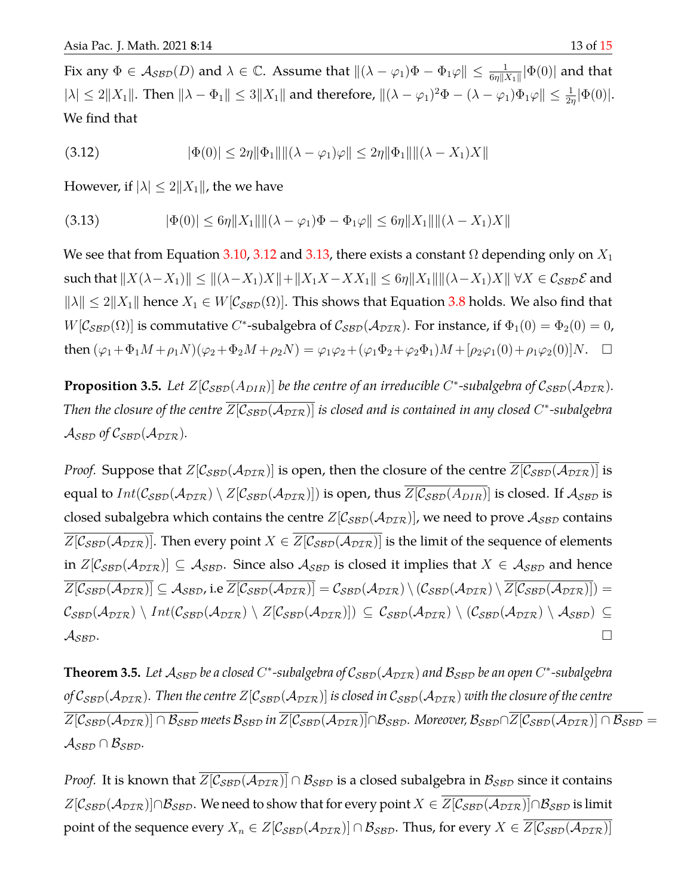Fix any $\Phi \in \mathcal{A}_{\mathcal{SBD}}(D)$ and $\lambda \in \mathbb{C}$. Assume that $\|(\lambda - \varphi_1)\Phi - \Phi_1\varphi\| \leq \frac{1}{6\eta\|X_1\|}|\Phi(0)|$ and that $|\lambda| \leq 2\|X_1\|$. Then $\|\lambda - \Phi_1\| \leq 3\|X_1\|$ and therefore, $\|(\lambda - \varphi_1)^2\Phi - (\lambda - \varphi_1)\Phi_1\varphi\| \leq \frac{1}{2\eta}|\Phi(0)|$. We find that

$$|\Phi(0)| \leq 2\eta\|\Phi_1\|\|(\lambda - \varphi_1)\varphi\| \leq 2\eta\|\Phi_1\|\|(\lambda - X_1)X\| \tag{3.12}$$

However, if $|\lambda| \leq 2\|X_1\|$, the we have

$$|\Phi(0)| \leq 6\eta\|X_1\|\|(\lambda - \varphi_1)\Phi - \Phi_1\varphi\| \leq 6\eta\|X_1\|\|(\lambda - X_1)X\| \tag{3.13}$$

We see that from Equation 3.10, 3.12 and 3.13, there exists a constant $\Omega$ depending only on $X_1$ such that $\|X(\lambda - X_1)\| \leq \|(\lambda - X_1)X\| + \|X_1X - XX_1\| \leq 6\eta\|X_1\|\|(\lambda - X_1)X\|$ $\forall X \in \mathcal{C}_{\mathcal{SBD}}\mathcal{E}$ and $\|\lambda\| \leq 2\|X_1\|$ hence $X_1 \in W[\mathcal{C}_{\mathcal{SBD}}(\Omega)]$. This shows that Equation 3.8 holds. We also find that $W[\mathcal{C}_{\mathcal{SBD}}(\Omega)]$ is commutative $C^*$-subalgebra of $\mathcal{C}_{\mathcal{SBD}}(\mathcal{A}_{\mathcal{DIR}})$. For instance, if $\Phi_1(0) = \Phi_2(0) = 0$, then $(\varphi_1 + \Phi_1 M + \rho_1 N)(\varphi_2 + \Phi_2 M + \rho_2 N) = \varphi_1\varphi_2 + (\varphi_1\Phi_2 + \varphi_2\Phi_1)M + [\rho_2\varphi_1(0) + \rho_1\varphi_2(0)]N$. $\square$

**Proposition 3.5.** *Let $Z[\mathcal{C}_{\mathcal{SBD}}(A_{DIR})]$ be the centre of an irreducible $C^*$-subalgebra of $\mathcal{C}_{\mathcal{SBD}}(\mathcal{A}_{\mathcal{DIR}})$. Then the closure of the centre $\overline{Z[\mathcal{C}_{\mathcal{SBD}}(\mathcal{A}_{\mathcal{DIR}})]}$ is closed and is contained in any closed $C^*$-subalgebra $\mathcal{A}_{\mathcal{SBD}}$ of $\mathcal{C}_{\mathcal{SBD}}(\mathcal{A}_{\mathcal{DIR}})$.*

*Proof.* Suppose that $Z[\mathcal{C}_{\mathcal{SBD}}(\mathcal{A}_{\mathcal{DIR}})]$ is open, then the closure of the centre $\overline{Z[\mathcal{C}_{\mathcal{SBD}}(\mathcal{A}_{\mathcal{DIR}})]}$ is equal to $Int(\mathcal{C}_{\mathcal{SBD}}(\mathcal{A}_{\mathcal{DIR}}) \setminus Z[\mathcal{C}_{\mathcal{SBD}}(\mathcal{A}_{\mathcal{DIR}})])$ is open, thus $\overline{Z[\mathcal{C}_{\mathcal{SBD}}(A_{DIR})]}$ is closed. If $\mathcal{A}_{\mathcal{SBD}}$ is closed subalgebra which contains the centre $Z[\mathcal{C}_{\mathcal{SBD}}(\mathcal{A}_{\mathcal{DIR}})]$, we need to prove $\mathcal{A}_{\mathcal{SBD}}$ contains $\overline{Z[\mathcal{C}_{\mathcal{SBD}}(\mathcal{A}_{\mathcal{DIR}})]}$. Then every point $X \in \overline{Z[\mathcal{C}_{\mathcal{SBD}}(\mathcal{A}_{\mathcal{DIR}})]}$ is the limit of the sequence of elements in $Z[\mathcal{C}_{\mathcal{SBD}}(\mathcal{A}_{\mathcal{DIR}})] \subseteq \mathcal{A}_{\mathcal{SBD}}$. Since also $\mathcal{A}_{\mathcal{SBD}}$ is closed it implies that $X \in \mathcal{A}_{\mathcal{SBD}}$ and hence $\overline{Z[\mathcal{C}_{\mathcal{SBD}}(\mathcal{A}_{\mathcal{DIR}})]} \subseteq \mathcal{A}_{\mathcal{SBD}}$, i.e $\overline{Z[\mathcal{C}_{\mathcal{SBD}}(\mathcal{A}_{\mathcal{DIR}})]} = \mathcal{C}_{\mathcal{SBD}}(\mathcal{A}_{\mathcal{DIR}}) \setminus (\mathcal{C}_{\mathcal{SBD}}(\mathcal{A}_{\mathcal{DIR}}) \setminus \overline{Z[\mathcal{C}_{\mathcal{SBD}}(\mathcal{A}_{\mathcal{DIR}})]}) = \mathcal{C}_{\mathcal{SBD}}(\mathcal{A}_{\mathcal{DIR}}) \setminus Int(\mathcal{C}_{\mathcal{SBD}}(\mathcal{A}_{\mathcal{DIR}}) \setminus Z[\mathcal{C}_{\mathcal{SBD}}(\mathcal{A}_{\mathcal{DIR}})]) \subseteq \mathcal{C}_{\mathcal{SBD}}(\mathcal{A}_{\mathcal{DIR}}) \setminus (\mathcal{C}_{\mathcal{SBD}}(\mathcal{A}_{\mathcal{DIR}}) \setminus \mathcal{A}_{\mathcal{SBD}}) \subseteq \mathcal{A}_{\mathcal{SBD}}$. $\square$

**Theorem 3.5.** *Let $\mathcal{A}_{\mathcal{SBD}}$ be a closed $C^*$-subalgebra of $\mathcal{C}_{\mathcal{SBD}}(\mathcal{A}_{\mathcal{DIR}})$ and $\mathcal{B}_{\mathcal{SBD}}$ be an open $C^*$-subalgebra of $\mathcal{C}_{\mathcal{SBD}}(\mathcal{A}_{\mathcal{DIR}})$. Then the centre $Z[\mathcal{C}_{\mathcal{SBD}}(\mathcal{A}_{\mathcal{DIR}})]$ is closed in $\mathcal{C}_{\mathcal{SBD}}(\mathcal{A}_{\mathcal{DIR}})$ with the closure of the centre $\overline{Z[\mathcal{C}_{\mathcal{SBD}}(\mathcal{A}_{\mathcal{DIR}})] \cap \mathcal{B}_{\mathcal{SBD}}}$ meets $\mathcal{B}_{\mathcal{SBD}}$ in $\overline{Z[\mathcal{C}_{\mathcal{SBD}}(\mathcal{A}_{\mathcal{DIR}})]} \cap \mathcal{B}_{\mathcal{SBD}}$. Moreover, $\mathcal{B}_{\mathcal{SBD}} \cap \overline{Z[\mathcal{C}_{\mathcal{SBD}}(\mathcal{A}_{\mathcal{DIR}})] \cap \mathcal{B}_{\mathcal{SBD}}} = \mathcal{A}_{\mathcal{SBD}} \cap \mathcal{B}_{\mathcal{SBD}}$.*

*Proof.* It is known that $\overline{Z[\mathcal{C}_{\mathcal{SBD}}(\mathcal{A}_{\mathcal{DIR}})]} \cap \mathcal{B}_{\mathcal{SBD}}$ is a closed subalgebra in $\mathcal{B}_{\mathcal{SBD}}$ since it contains $Z[\mathcal{C}_{\mathcal{SBD}}(\mathcal{A}_{\mathcal{DIR}})] \cap \mathcal{B}_{\mathcal{SBD}}$. We need to show that for every point $X \in \overline{Z[\mathcal{C}_{\mathcal{SBD}}(\mathcal{A}_{\mathcal{DIR}})]} \cap \mathcal{B}_{\mathcal{SBD}}$ is limit point of the sequence every $X_n \in Z[\mathcal{C}_{\mathcal{SBD}}(\mathcal{A}_{\mathcal{DIR}})] \cap \mathcal{B}_{\mathcal{SBD}}$. Thus, for every $X \in \overline{Z[\mathcal{C}_{\mathcal{SBD}}(\mathcal{A}_{\mathcal{DIR}})]}$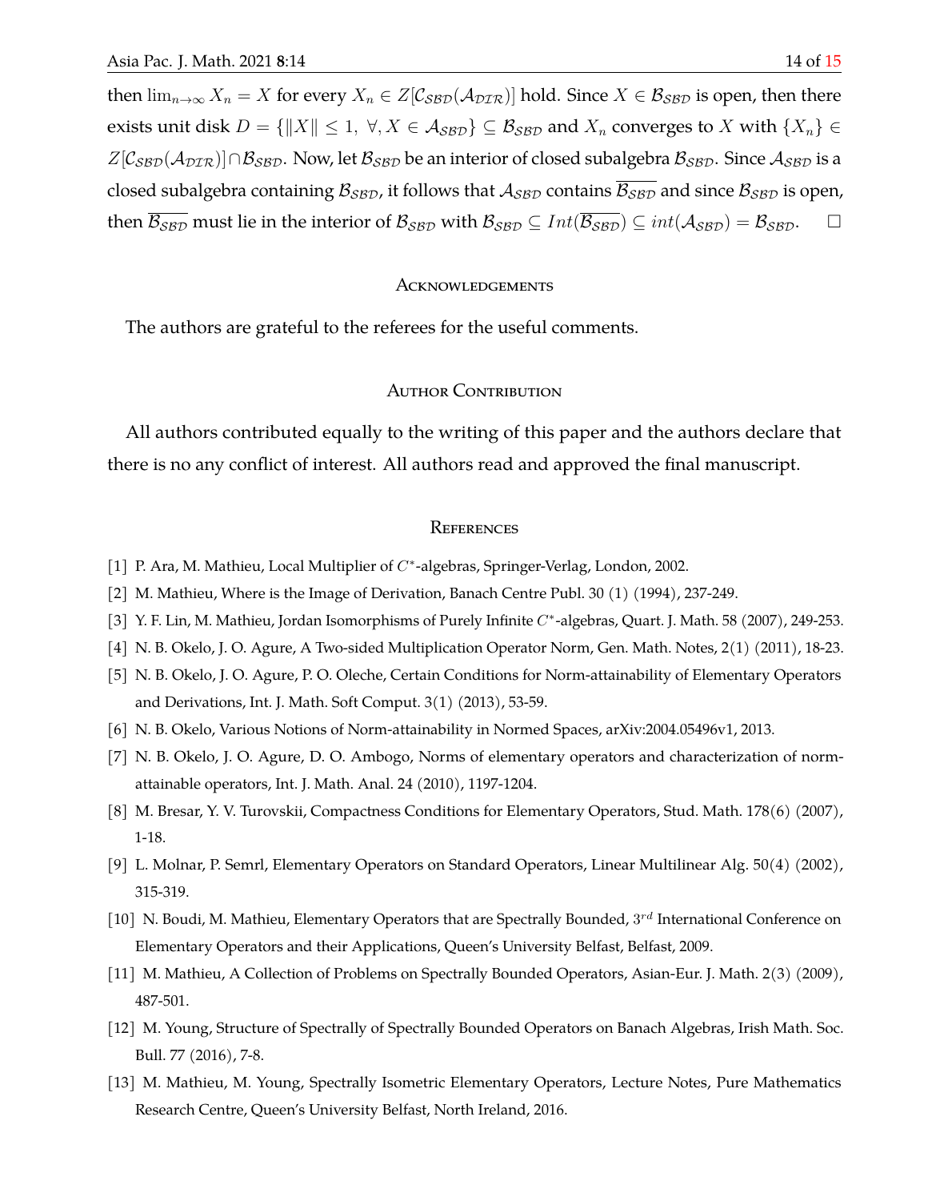then $\lim_{n\to\infty} X_n = X$ for every $X_n \in Z[\mathcal{C}_{\mathcal{SBD}}(\mathcal{A}_{\mathcal{DIR}})]$ hold. Since $X \in \mathcal{B}_{\mathcal{SBD}}$ is open, then there exists unit disk $D = \{\|X\| \le 1,\ \forall, X \in \mathcal{A}_{\mathcal{SBD}}\} \subseteq \mathcal{B}_{\mathcal{SBD}}$ and $X_n$ converges to $X$ with $\{X_n\} \in Z[\mathcal{C}_{\mathcal{SBD}}(\mathcal{A}_{\mathcal{DIR}})] \cap \mathcal{B}_{\mathcal{SBD}}$. Now, let $\mathcal{B}_{\mathcal{SBD}}$ be an interior of closed subalgebra $\mathcal{B}_{\mathcal{SBD}}$. Since $\mathcal{A}_{\mathcal{SBD}}$ is a closed subalgebra containing $\mathcal{B}_{\mathcal{SBD}}$, it follows that $\mathcal{A}_{\mathcal{SBD}}$ contains $\overline{\mathcal{B}_{\mathcal{SBD}}}$ and since $\mathcal{B}_{\mathcal{SBD}}$ is open, then $\overline{\mathcal{B}_{\mathcal{SBD}}}$ must lie in the interior of $\mathcal{B}_{\mathcal{SBD}}$ with $\mathcal{B}_{\mathcal{SBD}} \subseteq Int(\overline{\mathcal{B}_{\mathcal{SBD}}}) \subseteq int(\mathcal{A}_{\mathcal{SBD}}) = \mathcal{B}_{\mathcal{SBD}}$. □

## Acknowledgements

The authors are grateful to the referees for the useful comments.

## Author Contribution

All authors contributed equally to the writing of this paper and the authors declare that there is no any conflict of interest. All authors read and approved the final manuscript.

## References

[1] P. Ara, M. Mathieu, Local Multiplier of $C^*$-algebras, Springer-Verlag, London, 2002.

[2] M. Mathieu, Where is the Image of Derivation, Banach Centre Publ. 30 (1) (1994), 237-249.

[3] Y. F. Lin, M. Mathieu, Jordan Isomorphisms of Purely Infinite $C^*$-algebras, Quart. J. Math. 58 (2007), 249-253.

[4] N. B. Okelo, J. O. Agure, A Two-sided Multiplication Operator Norm, Gen. Math. Notes, 2(1) (2011), 18-23.

[5] N. B. Okelo, J. O. Agure, P. O. Oleche, Certain Conditions for Norm-attainability of Elementary Operators and Derivations, Int. J. Math. Soft Comput. 3(1) (2013), 53-59.

[6] N. B. Okelo, Various Notions of Norm-attainability in Normed Spaces, arXiv:2004.05496v1, 2013.

[7] N. B. Okelo, J. O. Agure, D. O. Ambogo, Norms of elementary operators and characterization of norm-attainable operators, Int. J. Math. Anal. 24 (2010), 1197-1204.

[8] M. Bresar, Y. V. Turovskii, Compactness Conditions for Elementary Operators, Stud. Math. 178(6) (2007), 1-18.

[9] L. Molnar, P. Semrl, Elementary Operators on Standard Operators, Linear Multilinear Alg. 50(4) (2002), 315-319.

[10] N. Boudi, M. Mathieu, Elementary Operators that are Spectrally Bounded, $3^{rd}$ International Conference on Elementary Operators and their Applications, Queen's University Belfast, Belfast, 2009.

[11] M. Mathieu, A Collection of Problems on Spectrally Bounded Operators, Asian-Eur. J. Math. 2(3) (2009), 487-501.

[12] M. Young, Structure of Spectrally of Spectrally Bounded Operators on Banach Algebras, Irish Math. Soc. Bull. 77 (2016), 7-8.

[13] M. Mathieu, M. Young, Spectrally Isometric Elementary Operators, Lecture Notes, Pure Mathematics Research Centre, Queen's University Belfast, North Ireland, 2016.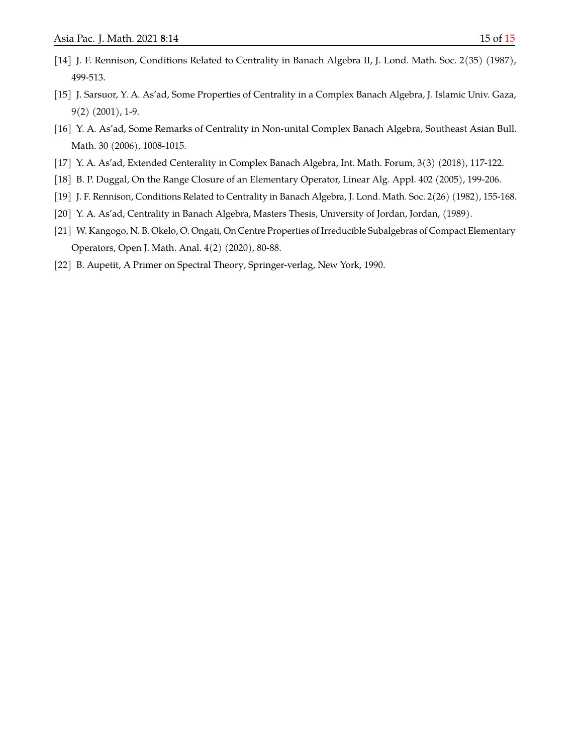[14] J. F. Rennison, Conditions Related to Centrality in Banach Algebra II, J. Lond. Math. Soc. 2(35) (1987), 499-513.

[15] J. Sarsuor, Y. A. As'ad, Some Properties of Centrality in a Complex Banach Algebra, J. Islamic Univ. Gaza, 9(2) (2001), 1-9.

[16] Y. A. As'ad, Some Remarks of Centrality in Non-unital Complex Banach Algebra, Southeast Asian Bull. Math. 30 (2006), 1008-1015.

[17] Y. A. As'ad, Extended Centerality in Complex Banach Algebra, Int. Math. Forum, 3(3) (2018), 117-122.

[18] B. P. Duggal, On the Range Closure of an Elementary Operator, Linear Alg. Appl. 402 (2005), 199-206.

[19] J. F. Rennison, Conditions Related to Centrality in Banach Algebra, J. Lond. Math. Soc. 2(26) (1982), 155-168.

[20] Y. A. As'ad, Centrality in Banach Algebra, Masters Thesis, University of Jordan, Jordan, (1989).

[21] W. Kangogo, N. B. Okelo, O. Ongati, On Centre Properties of Irreducible Subalgebras of Compact Elementary Operators, Open J. Math. Anal. 4(2) (2020), 80-88.

[22] B. Aupetit, A Primer on Spectral Theory, Springer-verlag, New York, 1990.